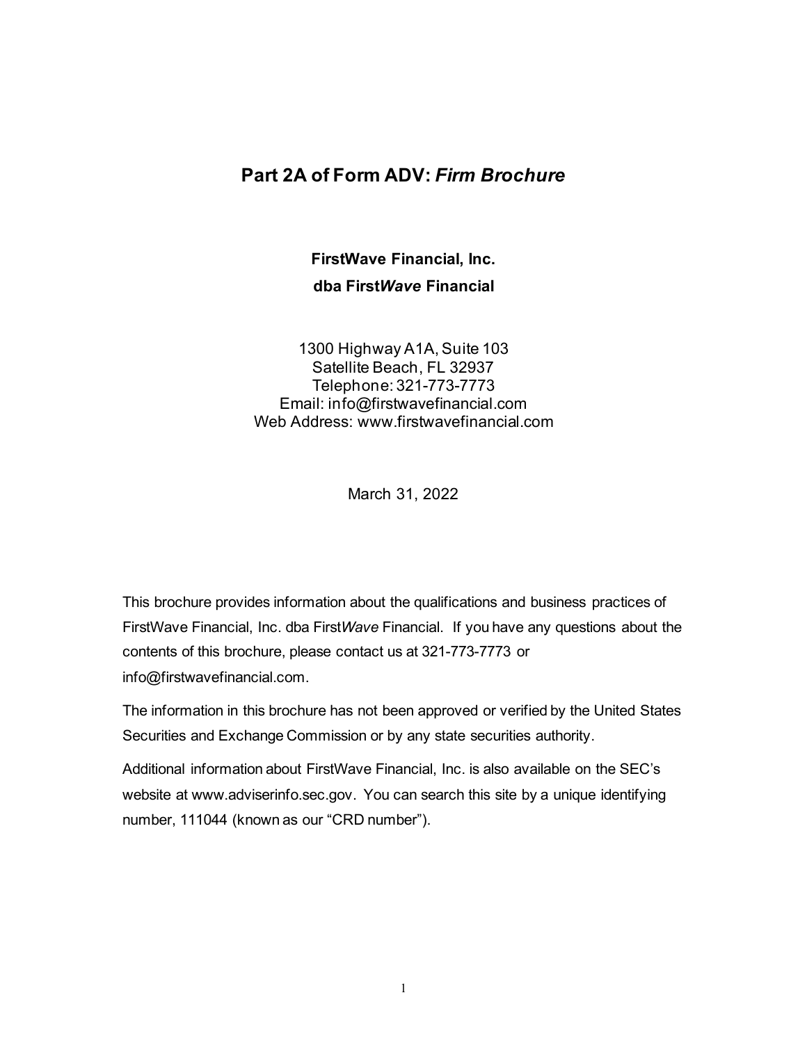# Part 2A of Form ADV: *Firm Brochure*

**FirstWave Financial, Inc.**

**dba First*Wave* Financial**

1300 Highway A1A, Suite 103
Satellite Beach, FL 32937
Telephone: 321-773-7773
Email: info@firstwavefinancial.com
Web Address: www.firstwavefinancial.com

March 31, 2022

This brochure provides information about the qualifications and business practices of FirstWave Financial, Inc. dba First*Wave* Financial. If you have any questions about the contents of this brochure, please contact us at 321-773-7773 or info@firstwavefinancial.com.

The information in this brochure has not been approved or verified by the United States Securities and Exchange Commission or by any state securities authority.

Additional information about FirstWave Financial, Inc. is also available on the SEC's website at www.adviserinfo.sec.gov. You can search this site by a unique identifying number, 111044 (known as our "CRD number").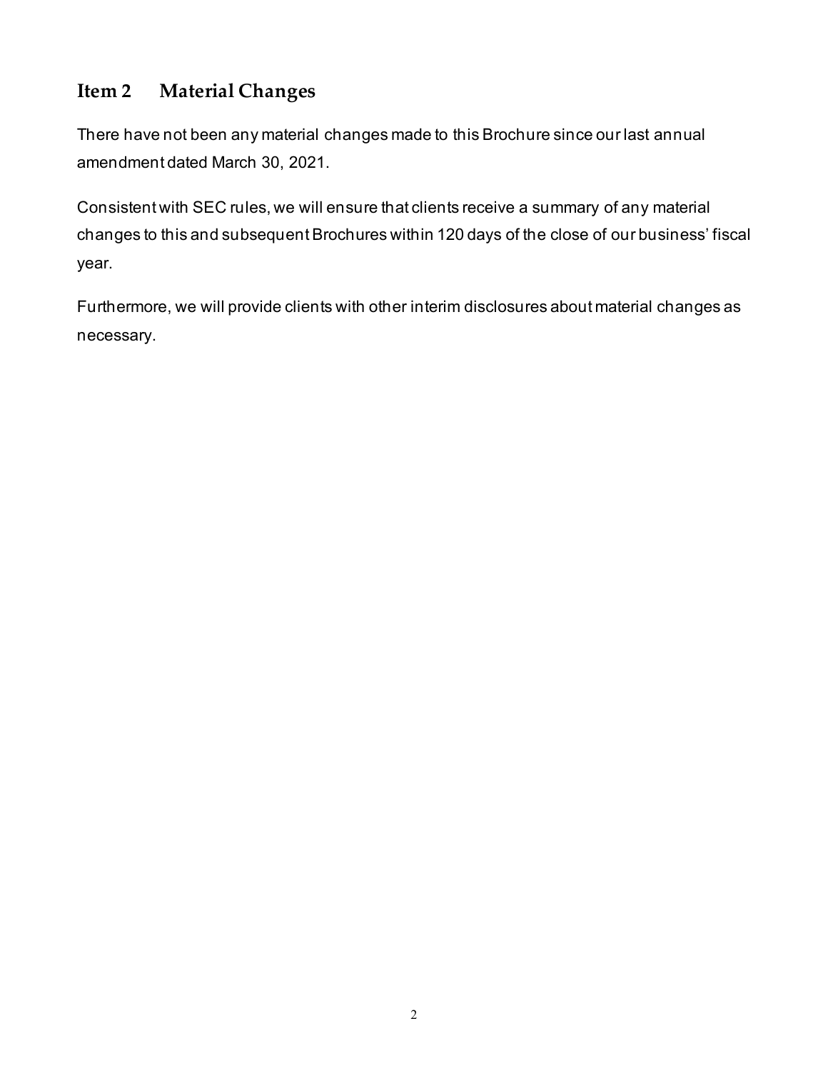## Item 2 Material Changes

There have not been any material changes made to this Brochure since our last annual amendment dated March 30, 2021.

Consistent with SEC rules, we will ensure that clients receive a summary of any material changes to this and subsequent Brochures within 120 days of the close of our business' fiscal year.

Furthermore, we will provide clients with other interim disclosures about material changes as necessary.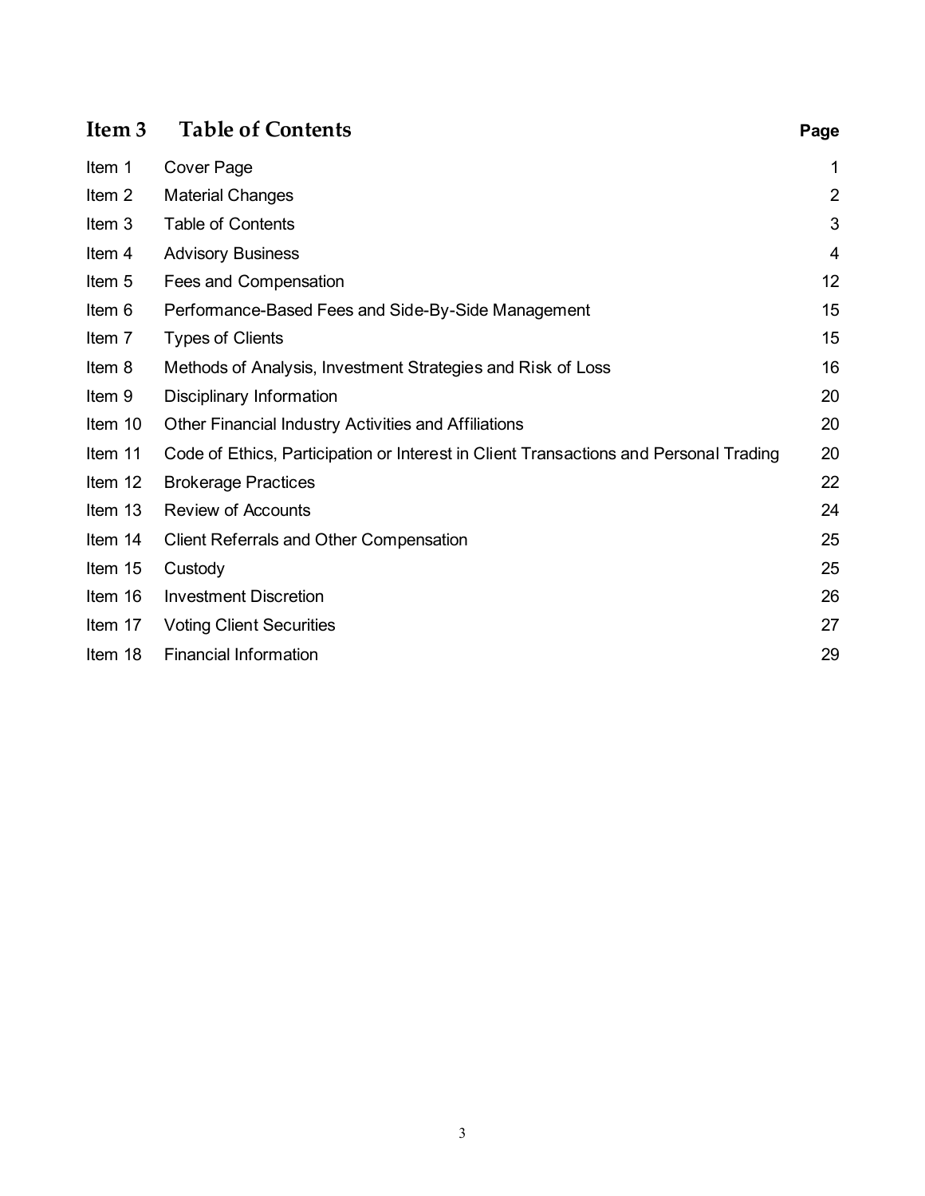# Item 3 Table of Contents

| | | Page |
|---|---|---|
| Item 1 | Cover Page | 1 |
| Item 2 | Material Changes | 2 |
| Item 3 | Table of Contents | 3 |
| Item 4 | Advisory Business | 4 |
| Item 5 | Fees and Compensation | 12 |
| Item 6 | Performance-Based Fees and Side-By-Side Management | 15 |
| Item 7 | Types of Clients | 15 |
| Item 8 | Methods of Analysis, Investment Strategies and Risk of Loss | 16 |
| Item 9 | Disciplinary Information | 20 |
| Item 10 | Other Financial Industry Activities and Affiliations | 20 |
| Item 11 | Code of Ethics, Participation or Interest in Client Transactions and Personal Trading | 20 |
| Item 12 | Brokerage Practices | 22 |
| Item 13 | Review of Accounts | 24 |
| Item 14 | Client Referrals and Other Compensation | 25 |
| Item 15 | Custody | 25 |
| Item 16 | Investment Discretion | 26 |
| Item 17 | Voting Client Securities | 27 |
| Item 18 | Financial Information | 29 |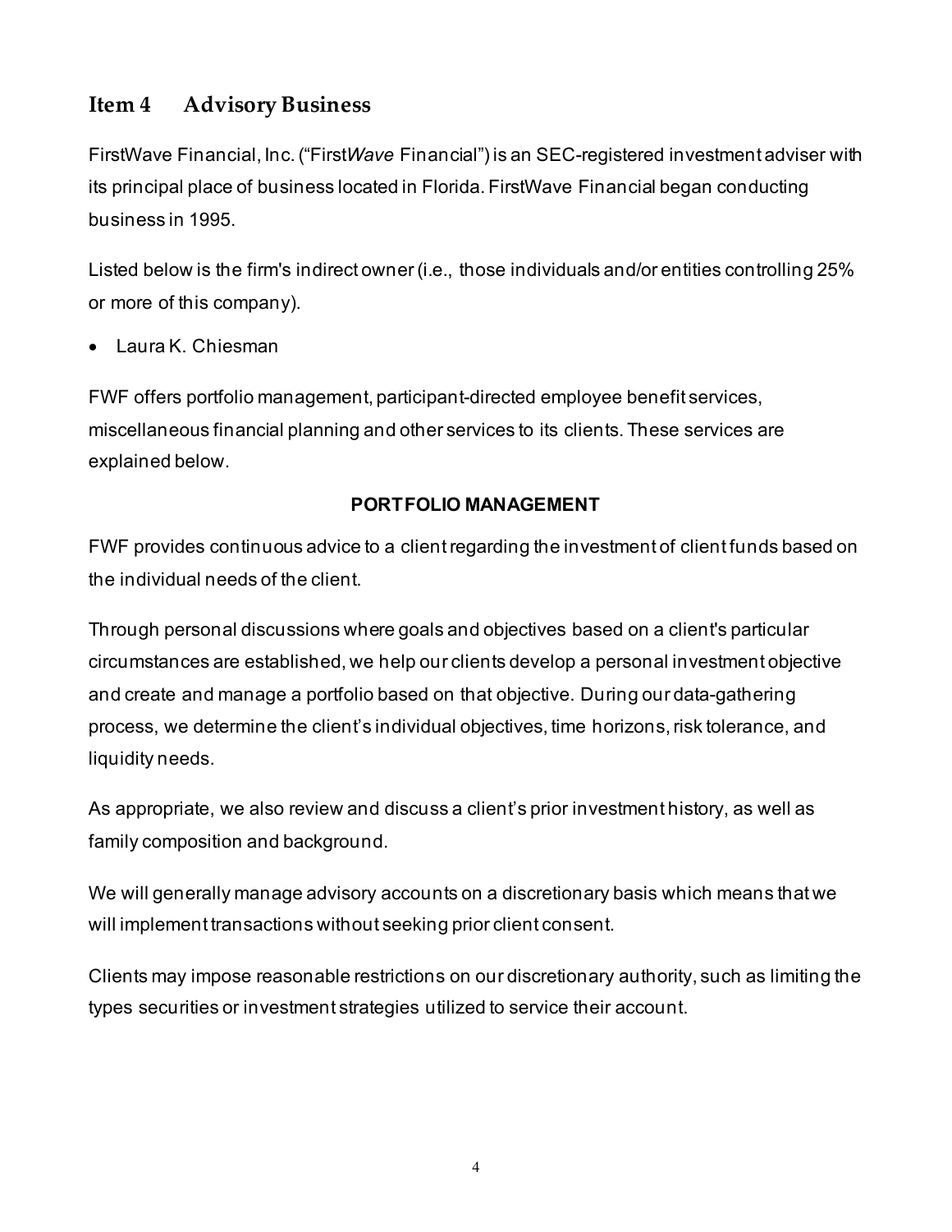## Item 4 Advisory Business

FirstWave Financial, Inc. ("First*Wave* Financial") is an SEC-registered investment adviser with its principal place of business located in Florida. FirstWave Financial began conducting business in 1995.

Listed below is the firm's indirect owner (i.e., those individuals and/or entities controlling 25% or more of this company).

- Laura K. Chiesman

FWF offers portfolio management, participant-directed employee benefit services, miscellaneous financial planning and other services to its clients. These services are explained below.

**PORTFOLIO MANAGEMENT**

FWF provides continuous advice to a client regarding the investment of client funds based on the individual needs of the client.

Through personal discussions where goals and objectives based on a client's particular circumstances are established, we help our clients develop a personal investment objective and create and manage a portfolio based on that objective. During our data-gathering process, we determine the client's individual objectives, time horizons, risk tolerance, and liquidity needs.

As appropriate, we also review and discuss a client's prior investment history, as well as family composition and background.

We will generally manage advisory accounts on a discretionary basis which means that we will implement transactions without seeking prior client consent.

Clients may impose reasonable restrictions on our discretionary authority, such as limiting the types securities or investment strategies utilized to service their account.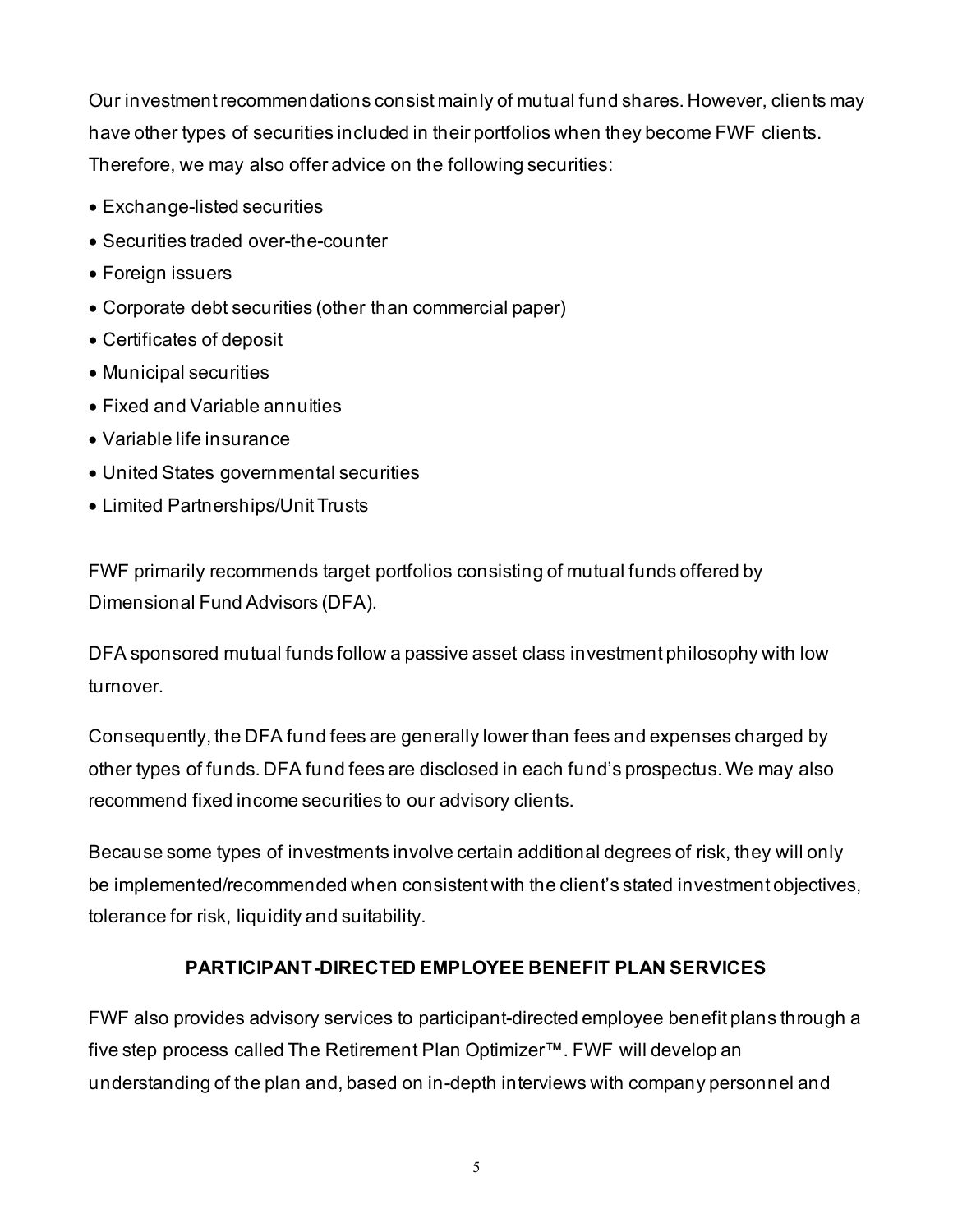Our investment recommendations consist mainly of mutual fund shares. However, clients may have other types of securities included in their portfolios when they become FWF clients. Therefore, we may also offer advice on the following securities:

- Exchange-listed securities
- Securities traded over-the-counter
- Foreign issuers
- Corporate debt securities (other than commercial paper)
- Certificates of deposit
- Municipal securities
- Fixed and Variable annuities
- Variable life insurance
- United States governmental securities
- Limited Partnerships/Unit Trusts

FWF primarily recommends target portfolios consisting of mutual funds offered by Dimensional Fund Advisors (DFA).

DFA sponsored mutual funds follow a passive asset class investment philosophy with low turnover.

Consequently, the DFA fund fees are generally lower than fees and expenses charged by other types of funds. DFA fund fees are disclosed in each fund's prospectus. We may also recommend fixed income securities to our advisory clients.

Because some types of investments involve certain additional degrees of risk, they will only be implemented/recommended when consistent with the client's stated investment objectives, tolerance for risk, liquidity and suitability.

## PARTICIPANT-DIRECTED EMPLOYEE BENEFIT PLAN SERVICES

FWF also provides advisory services to participant-directed employee benefit plans through a five step process called The Retirement Plan Optimizer™. FWF will develop an understanding of the plan and, based on in-depth interviews with company personnel and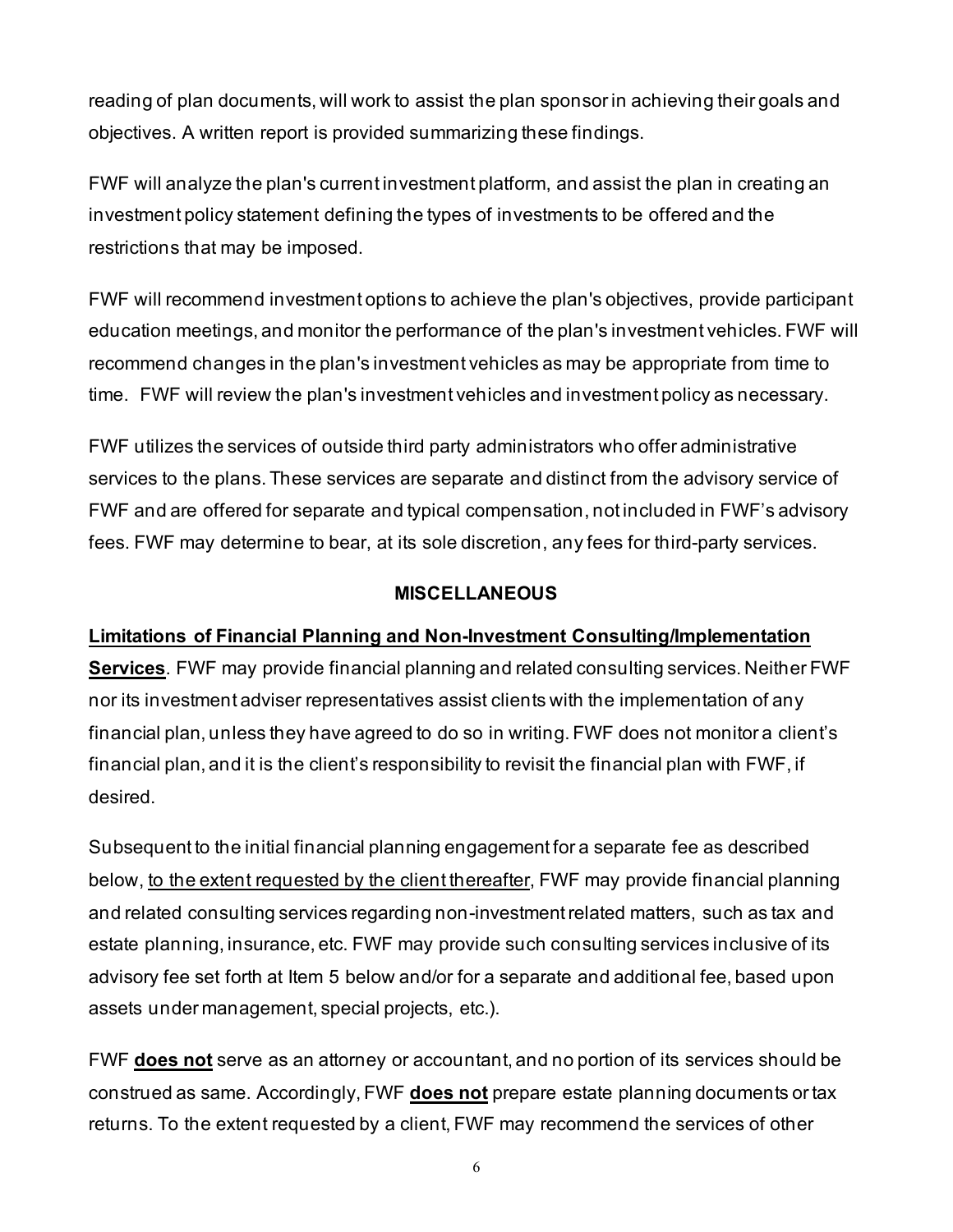reading of plan documents, will work to assist the plan sponsor in achieving their goals and objectives. A written report is provided summarizing these findings.

FWF will analyze the plan's current investment platform, and assist the plan in creating an investment policy statement defining the types of investments to be offered and the restrictions that may be imposed.

FWF will recommend investment options to achieve the plan's objectives, provide participant education meetings, and monitor the performance of the plan's investment vehicles. FWF will recommend changes in the plan's investment vehicles as may be appropriate from time to time. FWF will review the plan's investment vehicles and investment policy as necessary.

FWF utilizes the services of outside third party administrators who offer administrative services to the plans. These services are separate and distinct from the advisory service of FWF and are offered for separate and typical compensation, not included in FWF's advisory fees. FWF may determine to bear, at its sole discretion, any fees for third-party services.

## MISCELLANEOUS

**Limitations of Financial Planning and Non-Investment Consulting/Implementation Services**. FWF may provide financial planning and related consulting services. Neither FWF nor its investment adviser representatives assist clients with the implementation of any financial plan, unless they have agreed to do so in writing. FWF does not monitor a client's financial plan, and it is the client's responsibility to revisit the financial plan with FWF, if desired.

Subsequent to the initial financial planning engagement for a separate fee as described below, to the extent requested by the client thereafter, FWF may provide financial planning and related consulting services regarding non-investment related matters, such as tax and estate planning, insurance, etc. FWF may provide such consulting services inclusive of its advisory fee set forth at Item 5 below and/or for a separate and additional fee, based upon assets under management, special projects, etc.).

FWF **does not** serve as an attorney or accountant, and no portion of its services should be construed as same. Accordingly, FWF **does not** prepare estate planning documents or tax returns. To the extent requested by a client, FWF may recommend the services of other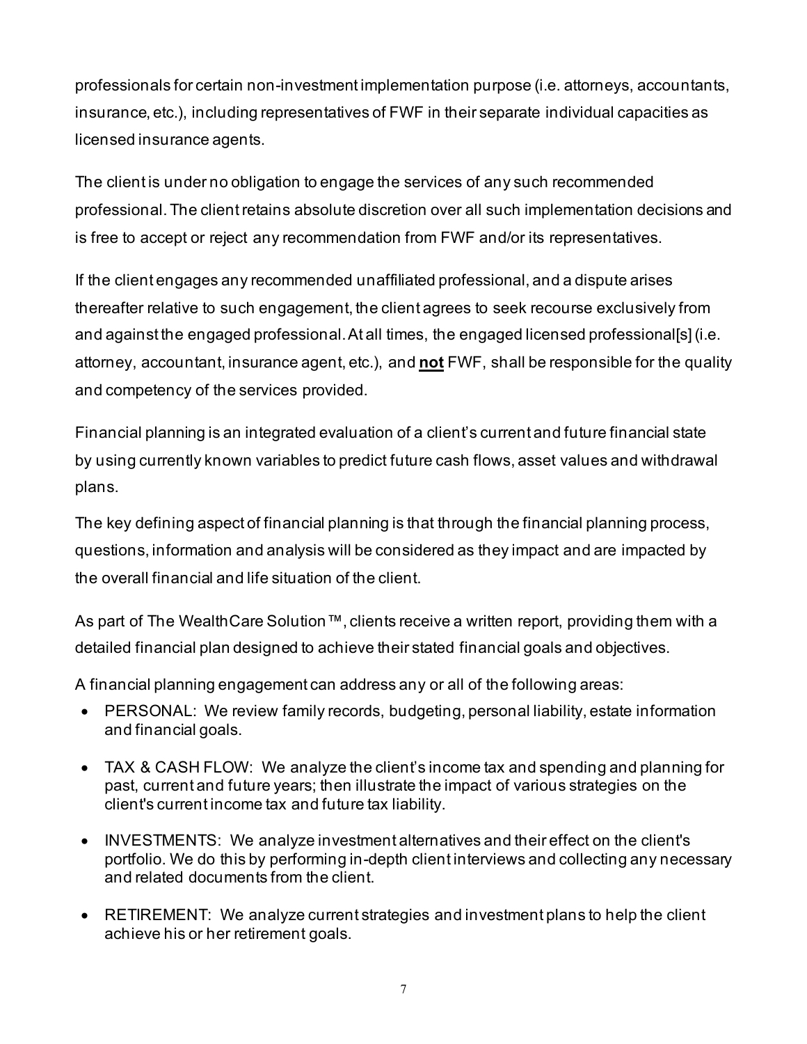professionals for certain non-investment implementation purpose (i.e. attorneys, accountants, insurance, etc.), including representatives of FWF in their separate individual capacities as licensed insurance agents.

The client is under no obligation to engage the services of any such recommended professional. The client retains absolute discretion over all such implementation decisions and is free to accept or reject any recommendation from FWF and/or its representatives.

If the client engages any recommended unaffiliated professional, and a dispute arises thereafter relative to such engagement, the client agrees to seek recourse exclusively from and against the engaged professional. At all times, the engaged licensed professional[s] (i.e. attorney, accountant, insurance agent, etc.), and **not** FWF, shall be responsible for the quality and competency of the services provided.

Financial planning is an integrated evaluation of a client's current and future financial state by using currently known variables to predict future cash flows, asset values and withdrawal plans.

The key defining aspect of financial planning is that through the financial planning process, questions, information and analysis will be considered as they impact and are impacted by the overall financial and life situation of the client.

As part of The WealthCare Solution™, clients receive a written report, providing them with a detailed financial plan designed to achieve their stated financial goals and objectives.

A financial planning engagement can address any or all of the following areas:

- PERSONAL: We review family records, budgeting, personal liability, estate information and financial goals.
- TAX & CASH FLOW: We analyze the client's income tax and spending and planning for past, current and future years; then illustrate the impact of various strategies on the client's current income tax and future tax liability.
- INVESTMENTS: We analyze investment alternatives and their effect on the client's portfolio. We do this by performing in-depth client interviews and collecting any necessary and related documents from the client.
- RETIREMENT: We analyze current strategies and investment plans to help the client achieve his or her retirement goals.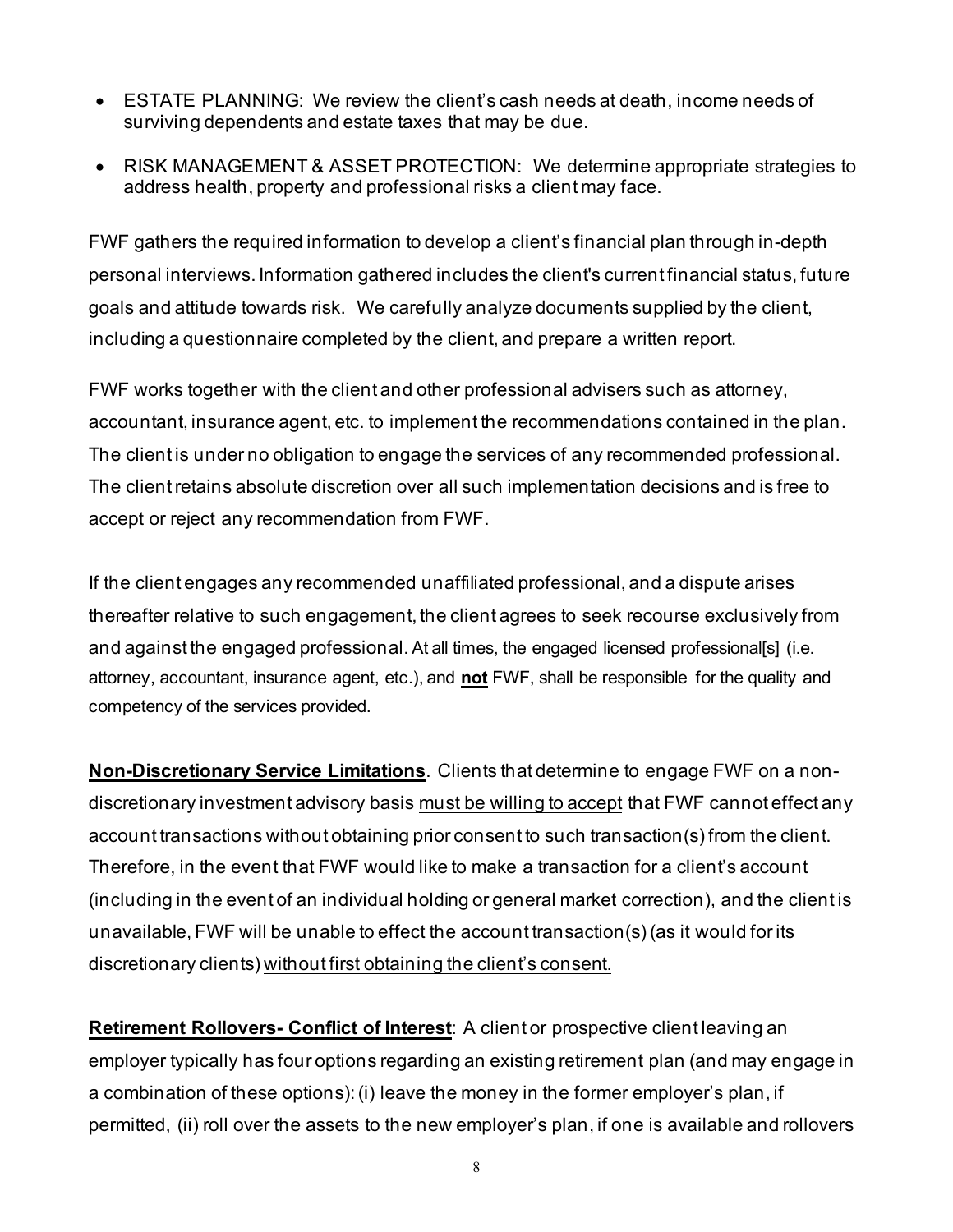- ESTATE PLANNING: We review the client's cash needs at death, income needs of surviving dependents and estate taxes that may be due.
- RISK MANAGEMENT & ASSET PROTECTION: We determine appropriate strategies to address health, property and professional risks a client may face.

FWF gathers the required information to develop a client's financial plan through in-depth personal interviews. Information gathered includes the client's current financial status, future goals and attitude towards risk. We carefully analyze documents supplied by the client, including a questionnaire completed by the client, and prepare a written report.

FWF works together with the client and other professional advisers such as attorney, accountant, insurance agent, etc. to implement the recommendations contained in the plan. The client is under no obligation to engage the services of any recommended professional. The client retains absolute discretion over all such implementation decisions and is free to accept or reject any recommendation from FWF.

If the client engages any recommended unaffiliated professional, and a dispute arises thereafter relative to such engagement, the client agrees to seek recourse exclusively from and against the engaged professional. At all times, the engaged licensed professional[s] (i.e. attorney, accountant, insurance agent, etc.), and **not** FWF, shall be responsible for the quality and competency of the services provided.

**Non-Discretionary Service Limitations**. Clients that determine to engage FWF on a non-discretionary investment advisory basis must be willing to accept that FWF cannot effect any account transactions without obtaining prior consent to such transaction(s) from the client. Therefore, in the event that FWF would like to make a transaction for a client's account (including in the event of an individual holding or general market correction), and the client is unavailable, FWF will be unable to effect the account transaction(s) (as it would for its discretionary clients) without first obtaining the client's consent.

**Retirement Rollovers- Conflict of Interest**: A client or prospective client leaving an employer typically has four options regarding an existing retirement plan (and may engage in a combination of these options): (i) leave the money in the former employer's plan, if permitted, (ii) roll over the assets to the new employer's plan, if one is available and rollovers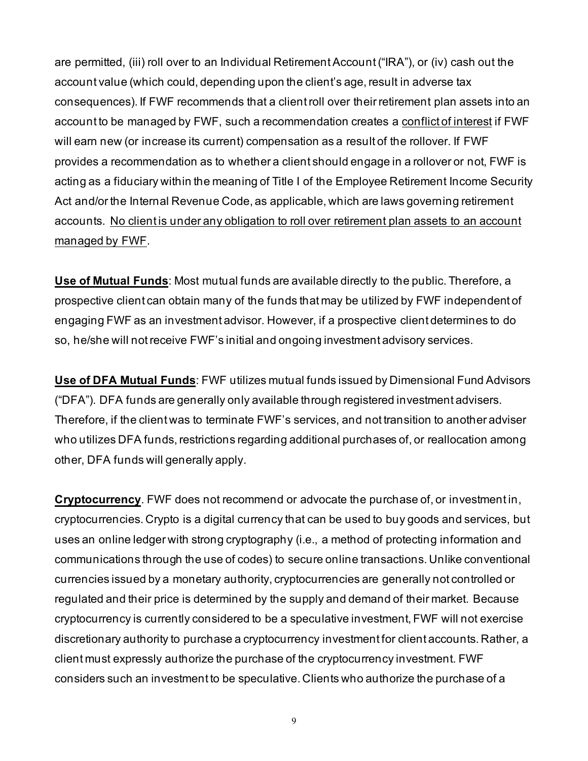are permitted, (iii) roll over to an Individual Retirement Account ("IRA"), or (iv) cash out the account value (which could, depending upon the client's age, result in adverse tax consequences). If FWF recommends that a client roll over their retirement plan assets into an account to be managed by FWF, such a recommendation creates a <u>conflict of interest</u> if FWF will earn new (or increase its current) compensation as a result of the rollover. If FWF provides a recommendation as to whether a client should engage in a rollover or not, FWF is acting as a fiduciary within the meaning of Title I of the Employee Retirement Income Security Act and/or the Internal Revenue Code, as applicable, which are laws governing retirement accounts. <u>No client is under any obligation to roll over retirement plan assets to an account managed by FWF</u>.

**<u>Use of Mutual Funds</u>**: Most mutual funds are available directly to the public. Therefore, a prospective client can obtain many of the funds that may be utilized by FWF independent of engaging FWF as an investment advisor. However, if a prospective client determines to do so, he/she will not receive FWF's initial and ongoing investment advisory services.

**<u>Use of DFA Mutual Funds</u>**: FWF utilizes mutual funds issued by Dimensional Fund Advisors ("DFA"). DFA funds are generally only available through registered investment advisers. Therefore, if the client was to terminate FWF's services, and not transition to another adviser who utilizes DFA funds, restrictions regarding additional purchases of, or reallocation among other, DFA funds will generally apply.

**<u>Cryptocurrency</u>**. FWF does not recommend or advocate the purchase of, or investment in, cryptocurrencies. Crypto is a digital currency that can be used to buy goods and services, but uses an online ledger with strong cryptography (i.e., a method of protecting information and communications through the use of codes) to secure online transactions. Unlike conventional currencies issued by a monetary authority, cryptocurrencies are generally not controlled or regulated and their price is determined by the supply and demand of their market. Because cryptocurrency is currently considered to be a speculative investment, FWF will not exercise discretionary authority to purchase a cryptocurrency investment for client accounts. Rather, a client must expressly authorize the purchase of the cryptocurrency investment. FWF considers such an investment to be speculative. Clients who authorize the purchase of a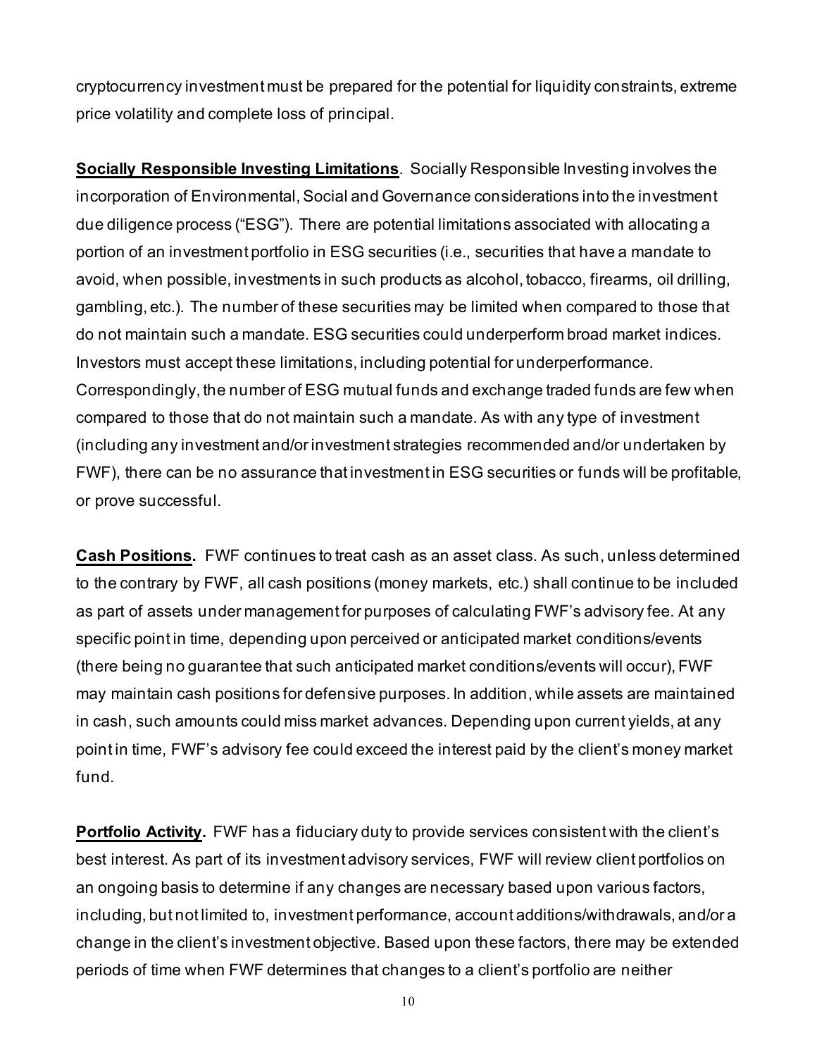cryptocurrency investment must be prepared for the potential for liquidity constraints, extreme price volatility and complete loss of principal.

**Socially Responsible Investing Limitations**. Socially Responsible Investing involves the incorporation of Environmental, Social and Governance considerations into the investment due diligence process ("ESG"). There are potential limitations associated with allocating a portion of an investment portfolio in ESG securities (i.e., securities that have a mandate to avoid, when possible, investments in such products as alcohol, tobacco, firearms, oil drilling, gambling, etc.). The number of these securities may be limited when compared to those that do not maintain such a mandate. ESG securities could underperform broad market indices. Investors must accept these limitations, including potential for underperformance. Correspondingly, the number of ESG mutual funds and exchange traded funds are few when compared to those that do not maintain such a mandate. As with any type of investment (including any investment and/or investment strategies recommended and/or undertaken by FWF), there can be no assurance that investment in ESG securities or funds will be profitable, or prove successful.

**Cash Positions.** FWF continues to treat cash as an asset class. As such, unless determined to the contrary by FWF, all cash positions (money markets, etc.) shall continue to be included as part of assets under management for purposes of calculating FWF's advisory fee. At any specific point in time, depending upon perceived or anticipated market conditions/events (there being no guarantee that such anticipated market conditions/events will occur), FWF may maintain cash positions for defensive purposes. In addition, while assets are maintained in cash, such amounts could miss market advances. Depending upon current yields, at any point in time, FWF's advisory fee could exceed the interest paid by the client's money market fund.

**Portfolio Activity.** FWF has a fiduciary duty to provide services consistent with the client's best interest. As part of its investment advisory services, FWF will review client portfolios on an ongoing basis to determine if any changes are necessary based upon various factors, including, but not limited to, investment performance, account additions/withdrawals, and/or a change in the client's investment objective. Based upon these factors, there may be extended periods of time when FWF determines that changes to a client's portfolio are neither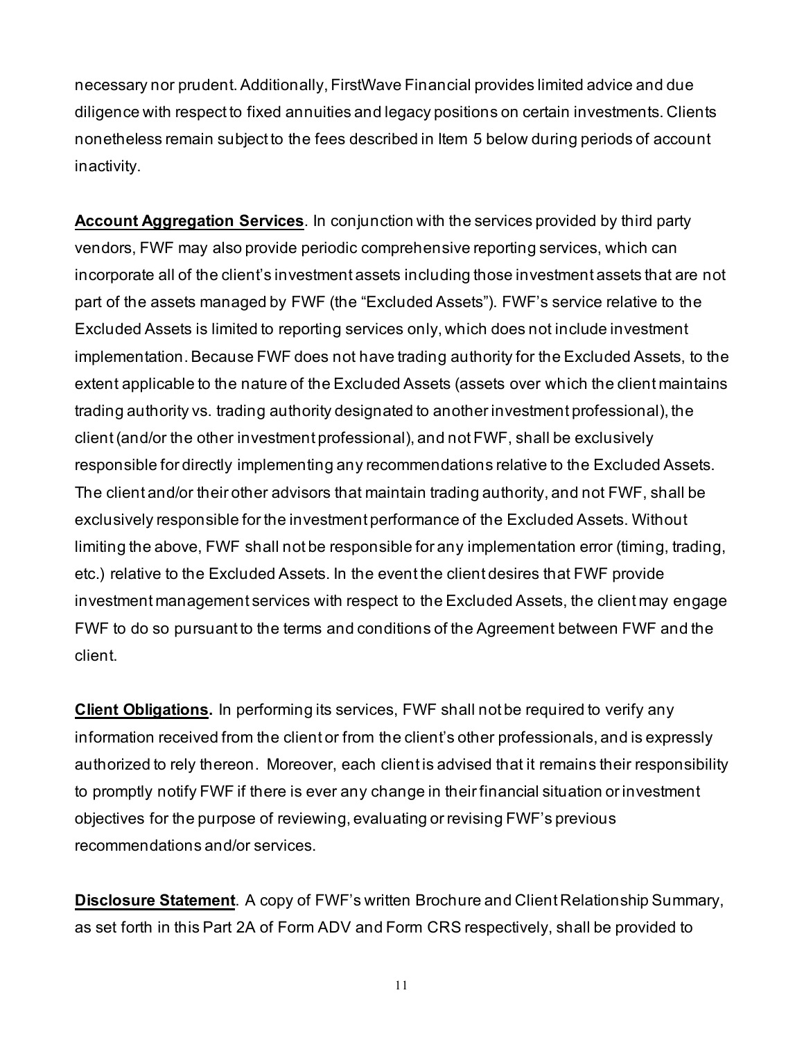necessary nor prudent. Additionally, FirstWave Financial provides limited advice and due diligence with respect to fixed annuities and legacy positions on certain investments. Clients nonetheless remain subject to the fees described in Item 5 below during periods of account inactivity.

**Account Aggregation Services**. In conjunction with the services provided by third party vendors, FWF may also provide periodic comprehensive reporting services, which can incorporate all of the client's investment assets including those investment assets that are not part of the assets managed by FWF (the "Excluded Assets"). FWF's service relative to the Excluded Assets is limited to reporting services only, which does not include investment implementation. Because FWF does not have trading authority for the Excluded Assets, to the extent applicable to the nature of the Excluded Assets (assets over which the client maintains trading authority vs. trading authority designated to another investment professional), the client (and/or the other investment professional), and not FWF, shall be exclusively responsible for directly implementing any recommendations relative to the Excluded Assets. The client and/or their other advisors that maintain trading authority, and not FWF, shall be exclusively responsible for the investment performance of the Excluded Assets. Without limiting the above, FWF shall not be responsible for any implementation error (timing, trading, etc.) relative to the Excluded Assets. In the event the client desires that FWF provide investment management services with respect to the Excluded Assets, the client may engage FWF to do so pursuant to the terms and conditions of the Agreement between FWF and the client.

**Client Obligations.** In performing its services, FWF shall not be required to verify any information received from the client or from the client's other professionals, and is expressly authorized to rely thereon. Moreover, each client is advised that it remains their responsibility to promptly notify FWF if there is ever any change in their financial situation or investment objectives for the purpose of reviewing, evaluating or revising FWF's previous recommendations and/or services.

**Disclosure Statement**. A copy of FWF's written Brochure and Client Relationship Summary, as set forth in this Part 2A of Form ADV and Form CRS respectively, shall be provided to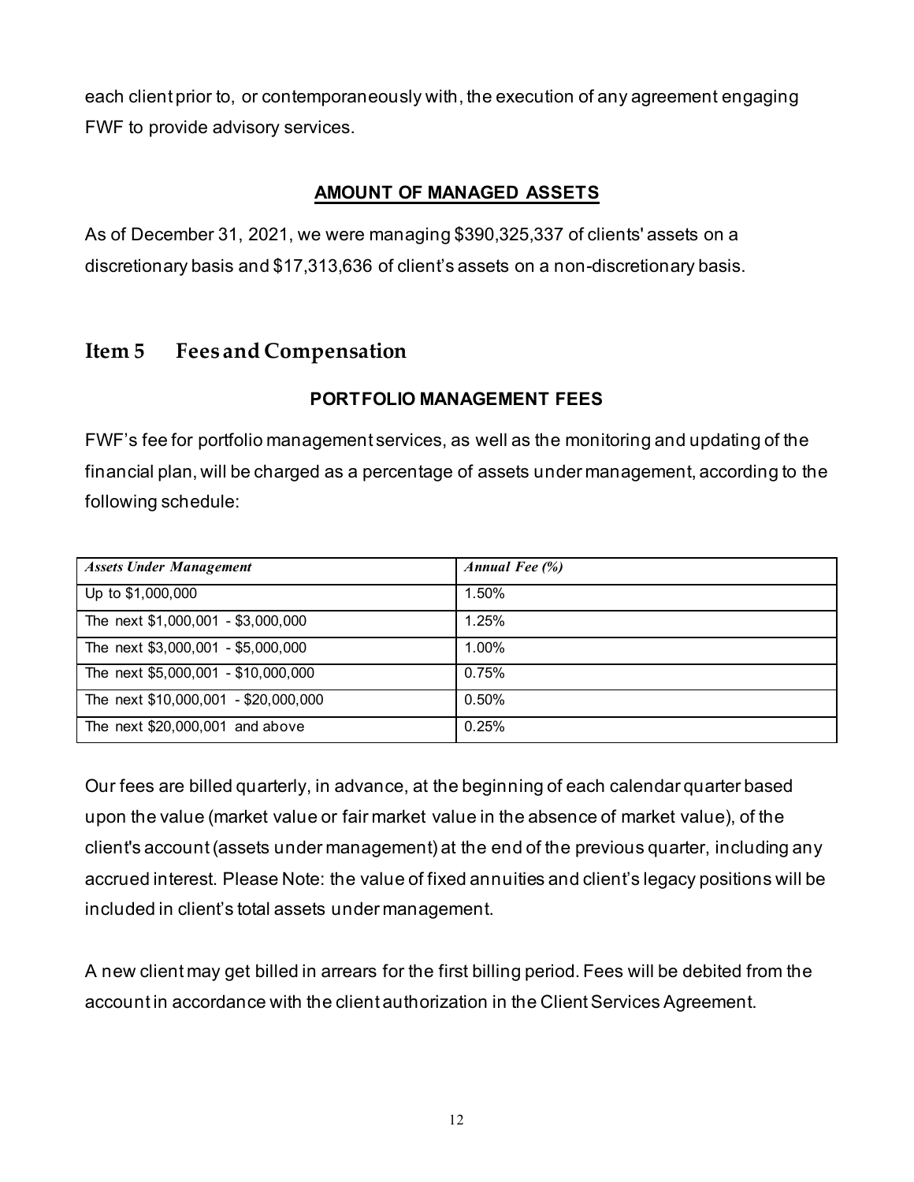each client prior to, or contemporaneously with, the execution of any agreement engaging FWF to provide advisory services.

### AMOUNT OF MANAGED ASSETS

As of December 31, 2021, we were managing $390,325,337 of clients' assets on a discretionary basis and $17,313,636 of client's assets on a non-discretionary basis.

## Item 5 Fees and Compensation

### PORTFOLIO MANAGEMENT FEES

FWF's fee for portfolio management services, as well as the monitoring and updating of the financial plan, will be charged as a percentage of assets under management, according to the following schedule:

| *Assets Under Management* | *Annual Fee (%)* |
|---|---|
| Up to $1,000,000 | 1.50% |
| The next $1,000,001 - $3,000,000 | 1.25% |
| The next $3,000,001 - $5,000,000 | 1.00% |
| The next $5,000,001 - $10,000,000 | 0.75% |
| The next $10,000,001 - $20,000,000 | 0.50% |
| The next $20,000,001 and above | 0.25% |

Our fees are billed quarterly, in advance, at the beginning of each calendar quarter based upon the value (market value or fair market value in the absence of market value), of the client's account (assets under management) at the end of the previous quarter, including any accrued interest. Please Note: the value of fixed annuities and client's legacy positions will be included in client's total assets under management.

A new client may get billed in arrears for the first billing period. Fees will be debited from the account in accordance with the client authorization in the Client Services Agreement.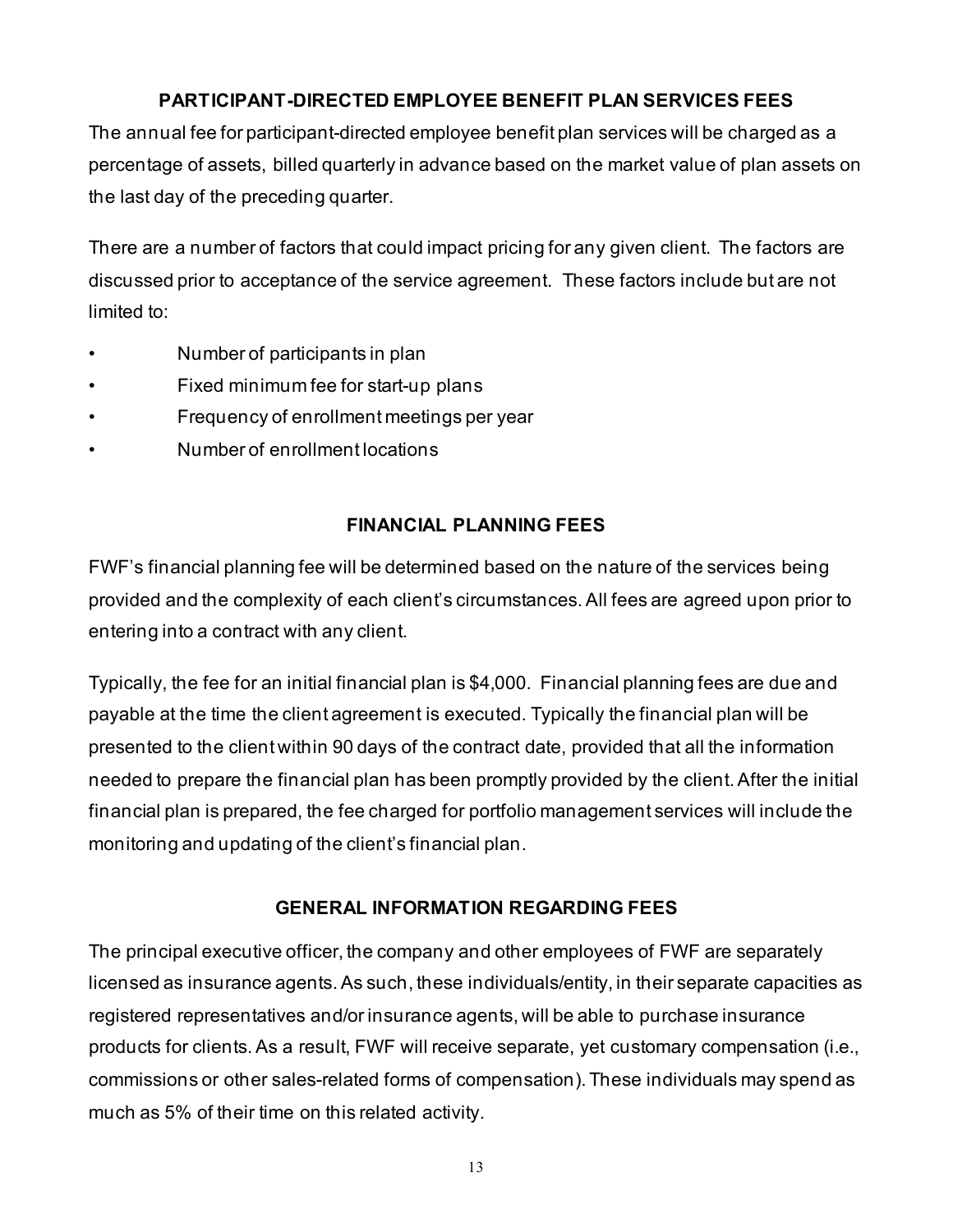## PARTICIPANT-DIRECTED EMPLOYEE BENEFIT PLAN SERVICES FEES

The annual fee for participant-directed employee benefit plan services will be charged as a percentage of assets, billed quarterly in advance based on the market value of plan assets on the last day of the preceding quarter.

There are a number of factors that could impact pricing for any given client. The factors are discussed prior to acceptance of the service agreement. These factors include but are not limited to:

- Number of participants in plan
- Fixed minimum fee for start-up plans
- Frequency of enrollment meetings per year
- Number of enrollment locations

## FINANCIAL PLANNING FEES

FWF's financial planning fee will be determined based on the nature of the services being provided and the complexity of each client's circumstances. All fees are agreed upon prior to entering into a contract with any client.

Typically, the fee for an initial financial plan is $4,000. Financial planning fees are due and payable at the time the client agreement is executed. Typically the financial plan will be presented to the client within 90 days of the contract date, provided that all the information needed to prepare the financial plan has been promptly provided by the client. After the initial financial plan is prepared, the fee charged for portfolio management services will include the monitoring and updating of the client's financial plan.

## GENERAL INFORMATION REGARDING FEES

The principal executive officer, the company and other employees of FWF are separately licensed as insurance agents. As such, these individuals/entity, in their separate capacities as registered representatives and/or insurance agents, will be able to purchase insurance products for clients. As a result, FWF will receive separate, yet customary compensation (i.e., commissions or other sales-related forms of compensation). These individuals may spend as much as 5% of their time on this related activity.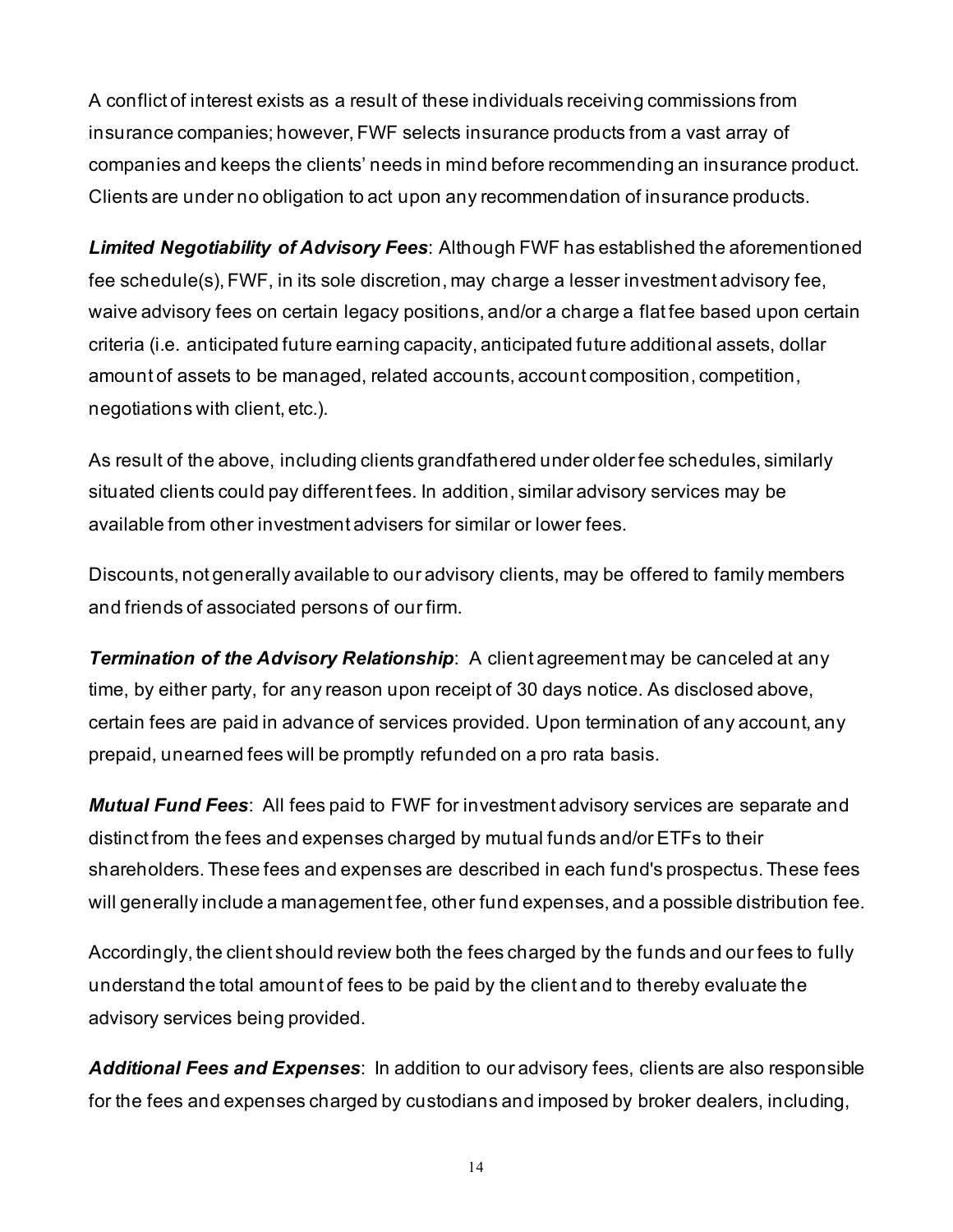A conflict of interest exists as a result of these individuals receiving commissions from insurance companies; however, FWF selects insurance products from a vast array of companies and keeps the clients' needs in mind before recommending an insurance product. Clients are under no obligation to act upon any recommendation of insurance products.

***Limited Negotiability of Advisory Fees***: Although FWF has established the aforementioned fee schedule(s), FWF, in its sole discretion, may charge a lesser investment advisory fee, waive advisory fees on certain legacy positions, and/or a charge a flat fee based upon certain criteria (i.e. anticipated future earning capacity, anticipated future additional assets, dollar amount of assets to be managed, related accounts, account composition, competition, negotiations with client, etc.).

As result of the above, including clients grandfathered under older fee schedules, similarly situated clients could pay different fees. In addition, similar advisory services may be available from other investment advisers for similar or lower fees.

Discounts, not generally available to our advisory clients, may be offered to family members and friends of associated persons of our firm.

***Termination of the Advisory Relationship***: A client agreement may be canceled at any time, by either party, for any reason upon receipt of 30 days notice. As disclosed above, certain fees are paid in advance of services provided. Upon termination of any account, any prepaid, unearned fees will be promptly refunded on a pro rata basis.

***Mutual Fund Fees***: All fees paid to FWF for investment advisory services are separate and distinct from the fees and expenses charged by mutual funds and/or ETFs to their shareholders. These fees and expenses are described in each fund's prospectus. These fees will generally include a management fee, other fund expenses, and a possible distribution fee.

Accordingly, the client should review both the fees charged by the funds and our fees to fully understand the total amount of fees to be paid by the client and to thereby evaluate the advisory services being provided.

***Additional Fees and Expenses***: In addition to our advisory fees, clients are also responsible for the fees and expenses charged by custodians and imposed by broker dealers, including,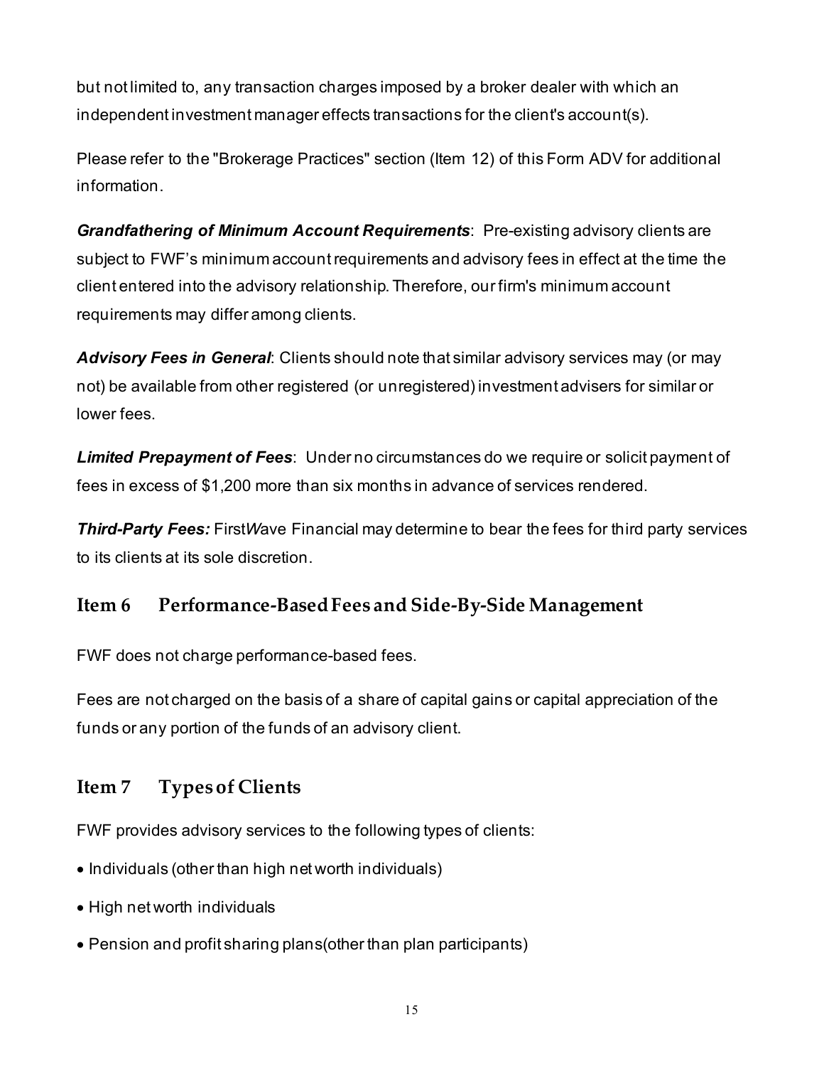but not limited to, any transaction charges imposed by a broker dealer with which an independent investment manager effects transactions for the client's account(s).

Please refer to the "Brokerage Practices" section (Item 12) of this Form ADV for additional information.

***Grandfathering of Minimum Account Requirements***: Pre-existing advisory clients are subject to FWF's minimum account requirements and advisory fees in effect at the time the client entered into the advisory relationship. Therefore, our firm's minimum account requirements may differ among clients.

***Advisory Fees in General***: Clients should note that similar advisory services may (or may not) be available from other registered (or unregistered) investment advisers for similar or lower fees.

***Limited Prepayment of Fees***: Under no circumstances do we require or solicit payment of fees in excess of $1,200 more than six months in advance of services rendered.

***Third-Party Fees:*** First*W*ave Financial may determine to bear the fees for third party services to its clients at its sole discretion.

## Item 6 Performance-Based Fees and Side-By-Side Management

FWF does not charge performance-based fees.

Fees are not charged on the basis of a share of capital gains or capital appreciation of the funds or any portion of the funds of an advisory client.

## Item 7 Types of Clients

FWF provides advisory services to the following types of clients:

- Individuals (other than high net worth individuals)
- High net worth individuals
- Pension and profit sharing plans(other than plan participants)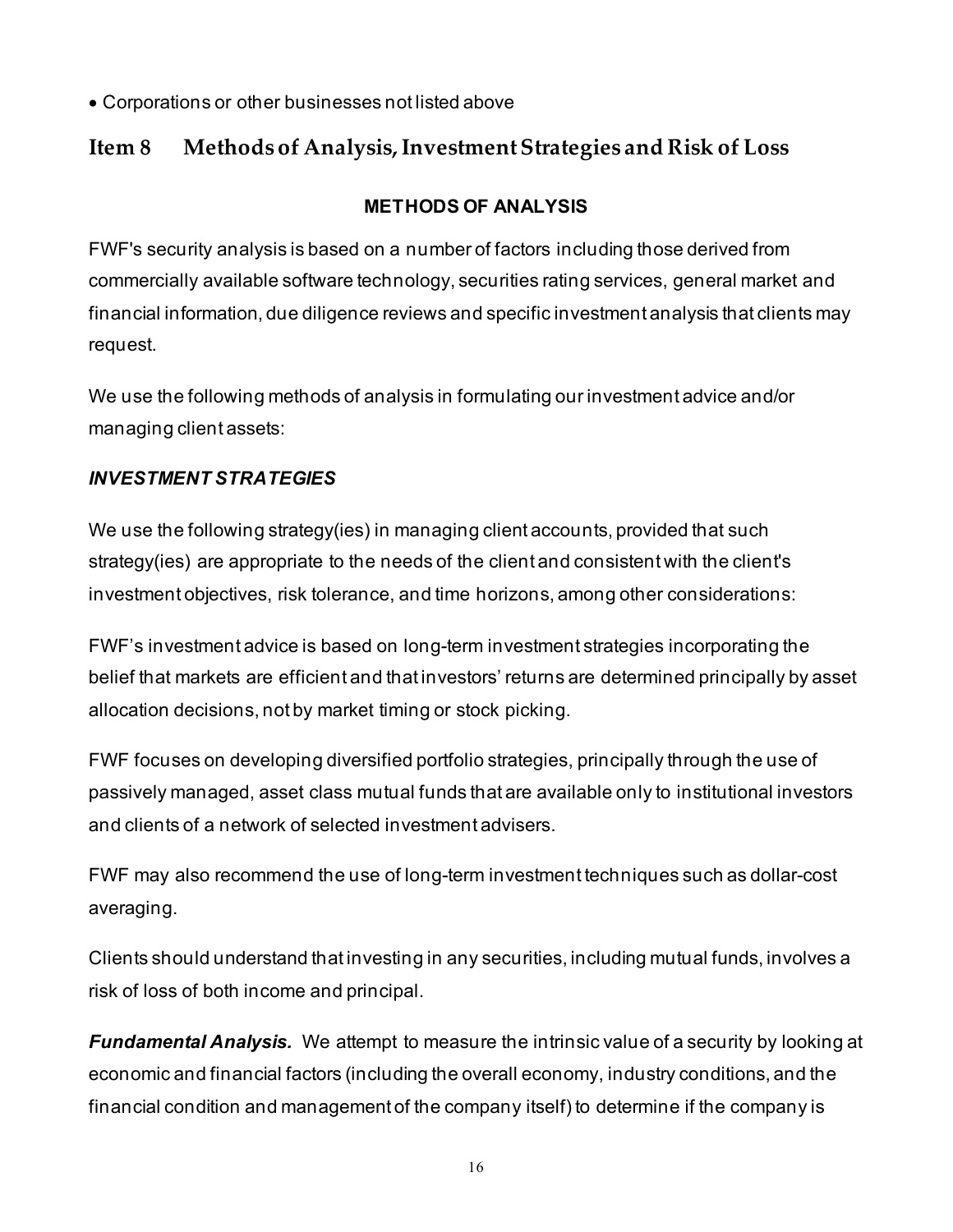- Corporations or other businesses not listed above

## Item 8 Methods of Analysis, Investment Strategies and Risk of Loss

**METHODS OF ANALYSIS**

FWF's security analysis is based on a number of factors including those derived from commercially available software technology, securities rating services, general market and financial information, due diligence reviews and specific investment analysis that clients may request.

We use the following methods of analysis in formulating our investment advice and/or managing client assets:

***INVESTMENT STRATEGIES***

We use the following strategy(ies) in managing client accounts, provided that such strategy(ies) are appropriate to the needs of the client and consistent with the client's investment objectives, risk tolerance, and time horizons, among other considerations:

FWF's investment advice is based on long-term investment strategies incorporating the belief that markets are efficient and that investors' returns are determined principally by asset allocation decisions, not by market timing or stock picking.

FWF focuses on developing diversified portfolio strategies, principally through the use of passively managed, asset class mutual funds that are available only to institutional investors and clients of a network of selected investment advisers.

FWF may also recommend the use of long-term investment techniques such as dollar-cost averaging.

Clients should understand that investing in any securities, including mutual funds, involves a risk of loss of both income and principal.

***Fundamental Analysis.*** We attempt to measure the intrinsic value of a security by looking at economic and financial factors (including the overall economy, industry conditions, and the financial condition and management of the company itself) to determine if the company is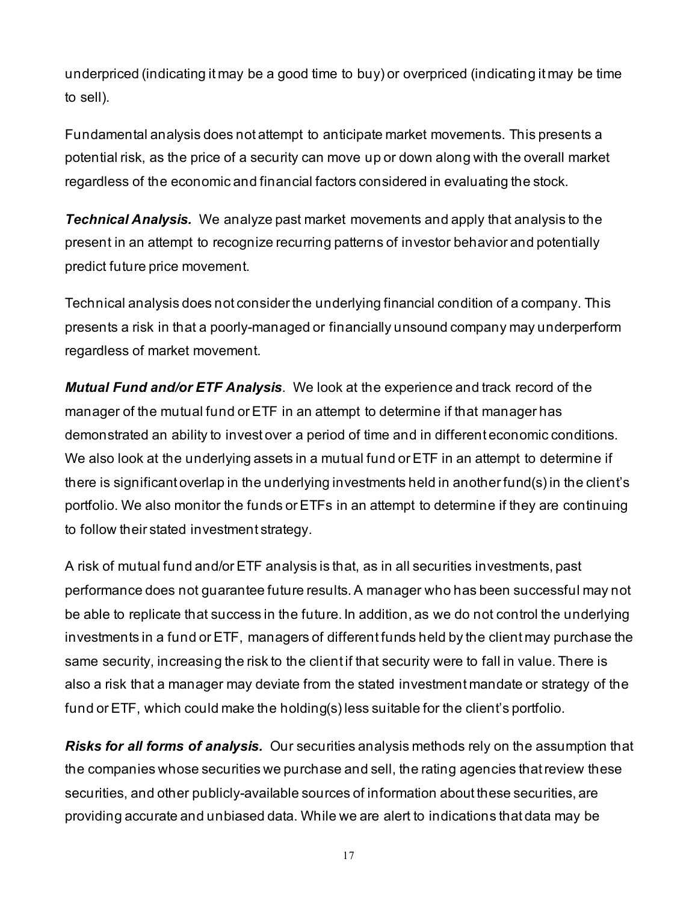underpriced (indicating it may be a good time to buy) or overpriced (indicating it may be time to sell).

Fundamental analysis does not attempt to anticipate market movements. This presents a potential risk, as the price of a security can move up or down along with the overall market regardless of the economic and financial factors considered in evaluating the stock.

***Technical Analysis.*** We analyze past market movements and apply that analysis to the present in an attempt to recognize recurring patterns of investor behavior and potentially predict future price movement.

Technical analysis does not consider the underlying financial condition of a company. This presents a risk in that a poorly-managed or financially unsound company may underperform regardless of market movement.

***Mutual Fund and/or ETF Analysis***. We look at the experience and track record of the manager of the mutual fund or ETF in an attempt to determine if that manager has demonstrated an ability to invest over a period of time and in different economic conditions. We also look at the underlying assets in a mutual fund or ETF in an attempt to determine if there is significant overlap in the underlying investments held in another fund(s) in the client's portfolio. We also monitor the funds or ETFs in an attempt to determine if they are continuing to follow their stated investment strategy.

A risk of mutual fund and/or ETF analysis is that, as in all securities investments, past performance does not guarantee future results. A manager who has been successful may not be able to replicate that success in the future. In addition, as we do not control the underlying investments in a fund or ETF, managers of different funds held by the client may purchase the same security, increasing the risk to the client if that security were to fall in value. There is also a risk that a manager may deviate from the stated investment mandate or strategy of the fund or ETF, which could make the holding(s) less suitable for the client's portfolio.

***Risks for all forms of analysis.*** Our securities analysis methods rely on the assumption that the companies whose securities we purchase and sell, the rating agencies that review these securities, and other publicly-available sources of information about these securities, are providing accurate and unbiased data. While we are alert to indications that data may be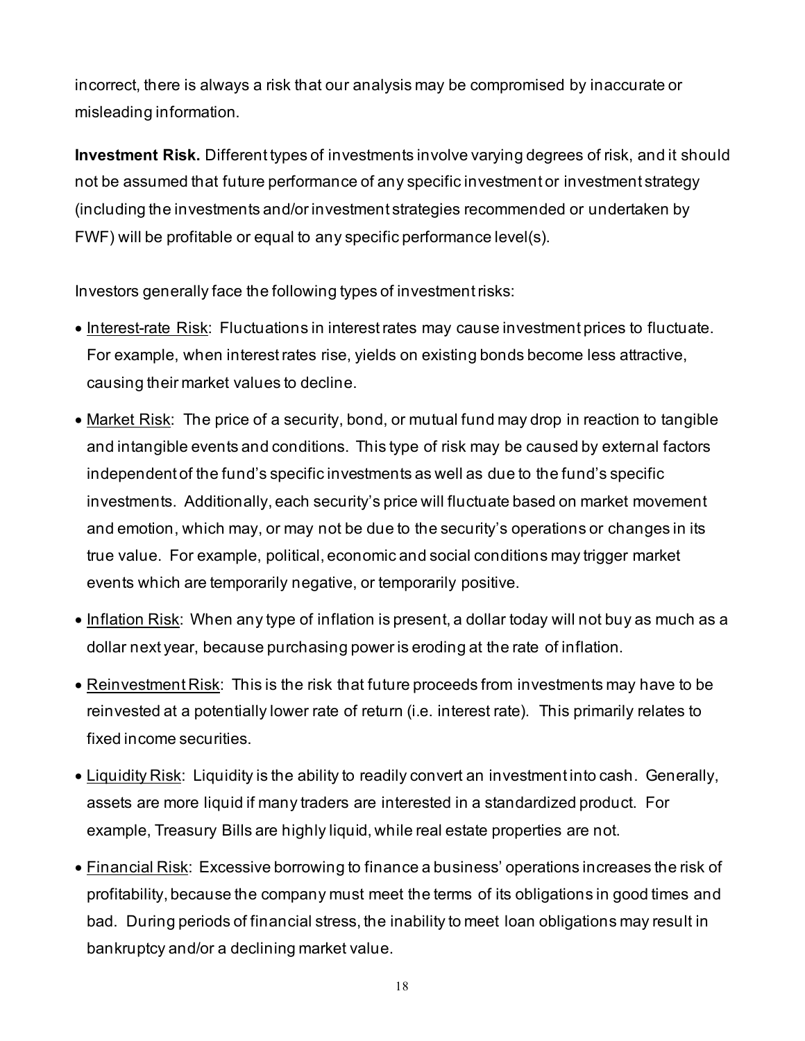incorrect, there is always a risk that our analysis may be compromised by inaccurate or misleading information.

**Investment Risk.** Different types of investments involve varying degrees of risk, and it should not be assumed that future performance of any specific investment or investment strategy (including the investments and/or investment strategies recommended or undertaken by FWF) will be profitable or equal to any specific performance level(s).

Investors generally face the following types of investment risks:

- Interest-rate Risk: Fluctuations in interest rates may cause investment prices to fluctuate. For example, when interest rates rise, yields on existing bonds become less attractive, causing their market values to decline.
- Market Risk: The price of a security, bond, or mutual fund may drop in reaction to tangible and intangible events and conditions. This type of risk may be caused by external factors independent of the fund's specific investments as well as due to the fund's specific investments. Additionally, each security's price will fluctuate based on market movement and emotion, which may, or may not be due to the security's operations or changes in its true value. For example, political, economic and social conditions may trigger market events which are temporarily negative, or temporarily positive.
- Inflation Risk: When any type of inflation is present, a dollar today will not buy as much as a dollar next year, because purchasing power is eroding at the rate of inflation.
- Reinvestment Risk: This is the risk that future proceeds from investments may have to be reinvested at a potentially lower rate of return (i.e. interest rate). This primarily relates to fixed income securities.
- Liquidity Risk: Liquidity is the ability to readily convert an investment into cash. Generally, assets are more liquid if many traders are interested in a standardized product. For example, Treasury Bills are highly liquid, while real estate properties are not.
- Financial Risk: Excessive borrowing to finance a business' operations increases the risk of profitability, because the company must meet the terms of its obligations in good times and bad. During periods of financial stress, the inability to meet loan obligations may result in bankruptcy and/or a declining market value.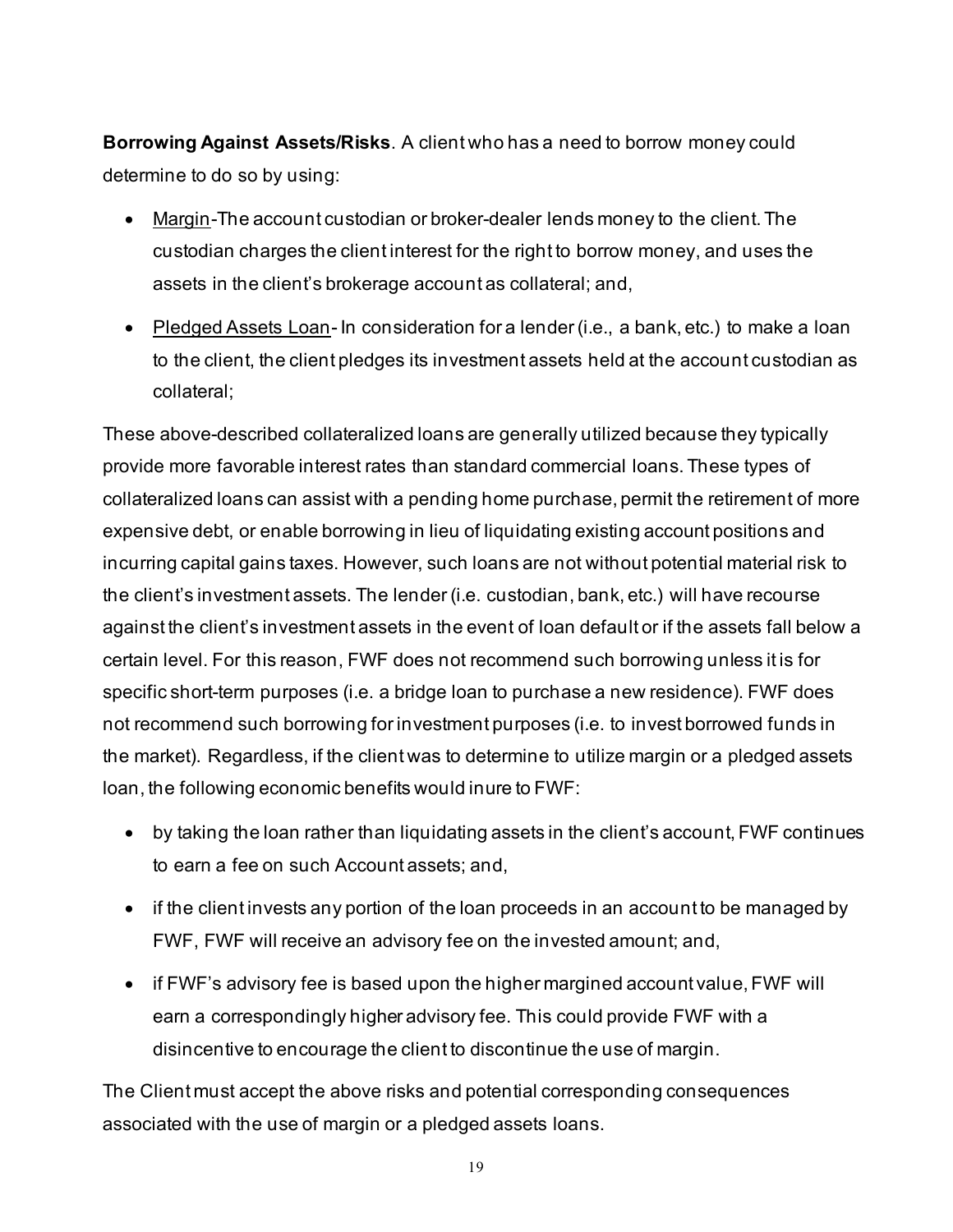**Borrowing Against Assets/Risks**. A client who has a need to borrow money could determine to do so by using:

- Margin-The account custodian or broker-dealer lends money to the client. The custodian charges the client interest for the right to borrow money, and uses the assets in the client's brokerage account as collateral; and,
- Pledged Assets Loan- In consideration for a lender (i.e., a bank, etc.) to make a loan to the client, the client pledges its investment assets held at the account custodian as collateral;

These above-described collateralized loans are generally utilized because they typically provide more favorable interest rates than standard commercial loans. These types of collateralized loans can assist with a pending home purchase, permit the retirement of more expensive debt, or enable borrowing in lieu of liquidating existing account positions and incurring capital gains taxes. However, such loans are not without potential material risk to the client's investment assets. The lender (i.e. custodian, bank, etc.) will have recourse against the client's investment assets in the event of loan default or if the assets fall below a certain level. For this reason, FWF does not recommend such borrowing unless it is for specific short-term purposes (i.e. a bridge loan to purchase a new residence). FWF does not recommend such borrowing for investment purposes (i.e. to invest borrowed funds in the market). Regardless, if the client was to determine to utilize margin or a pledged assets loan, the following economic benefits would inure to FWF:

- by taking the loan rather than liquidating assets in the client's account, FWF continues to earn a fee on such Account assets; and,
- if the client invests any portion of the loan proceeds in an account to be managed by FWF, FWF will receive an advisory fee on the invested amount; and,
- if FWF's advisory fee is based upon the higher margined account value, FWF will earn a correspondingly higher advisory fee. This could provide FWF with a disincentive to encourage the client to discontinue the use of margin.

The Client must accept the above risks and potential corresponding consequences associated with the use of margin or a pledged assets loans.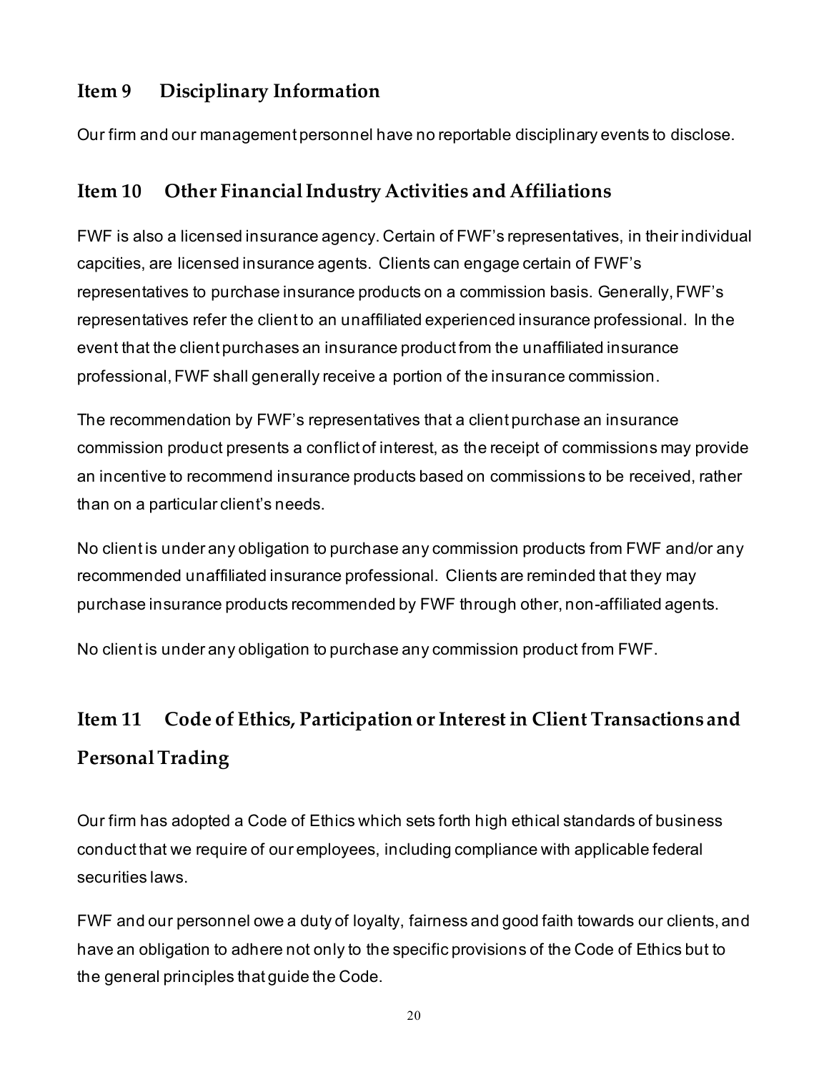## Item 9 Disciplinary Information

Our firm and our management personnel have no reportable disciplinary events to disclose.

## Item 10 Other Financial Industry Activities and Affiliations

FWF is also a licensed insurance agency. Certain of FWF's representatives, in their individual capcities, are licensed insurance agents. Clients can engage certain of FWF's representatives to purchase insurance products on a commission basis. Generally, FWF's representatives refer the client to an unaffiliated experienced insurance professional. In the event that the client purchases an insurance product from the unaffiliated insurance professional, FWF shall generally receive a portion of the insurance commission.

The recommendation by FWF's representatives that a client purchase an insurance commission product presents a conflict of interest, as the receipt of commissions may provide an incentive to recommend insurance products based on commissions to be received, rather than on a particular client's needs.

No client is under any obligation to purchase any commission products from FWF and/or any recommended unaffiliated insurance professional. Clients are reminded that they may purchase insurance products recommended by FWF through other, non-affiliated agents.

No client is under any obligation to purchase any commission product from FWF.

## Item 11 Code of Ethics, Participation or Interest in Client Transactions and Personal Trading

Our firm has adopted a Code of Ethics which sets forth high ethical standards of business conduct that we require of our employees, including compliance with applicable federal securities laws.

FWF and our personnel owe a duty of loyalty, fairness and good faith towards our clients, and have an obligation to adhere not only to the specific provisions of the Code of Ethics but to the general principles that guide the Code.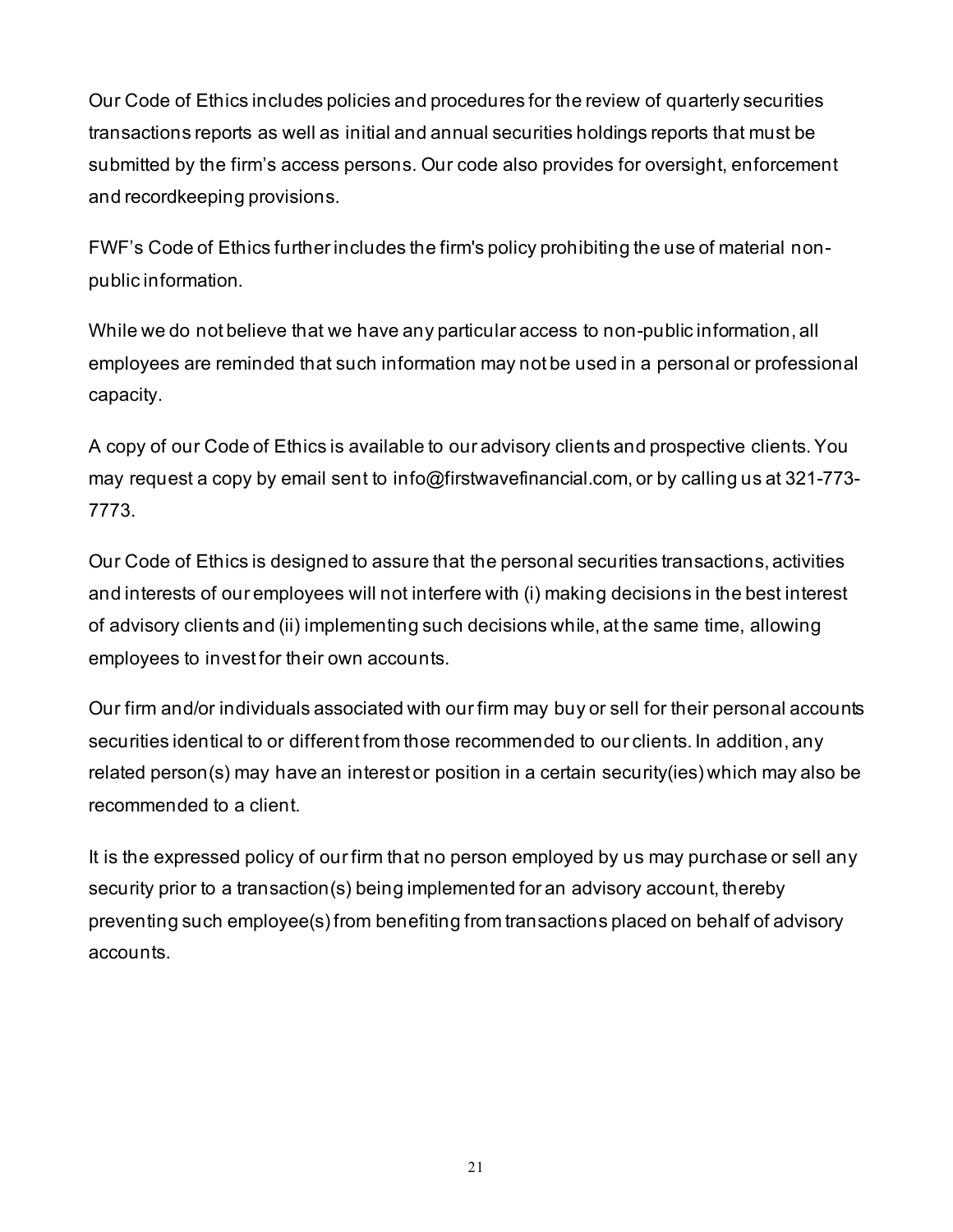Our Code of Ethics includes policies and procedures for the review of quarterly securities transactions reports as well as initial and annual securities holdings reports that must be submitted by the firm's access persons. Our code also provides for oversight, enforcement and recordkeeping provisions.

FWF's Code of Ethics further includes the firm's policy prohibiting the use of material non-public information.

While we do not believe that we have any particular access to non-public information, all employees are reminded that such information may not be used in a personal or professional capacity.

A copy of our Code of Ethics is available to our advisory clients and prospective clients. You may request a copy by email sent to info@firstwavefinancial.com, or by calling us at 321-773-7773.

Our Code of Ethics is designed to assure that the personal securities transactions, activities and interests of our employees will not interfere with (i) making decisions in the best interest of advisory clients and (ii) implementing such decisions while, at the same time, allowing employees to invest for their own accounts.

Our firm and/or individuals associated with our firm may buy or sell for their personal accounts securities identical to or different from those recommended to our clients. In addition, any related person(s) may have an interest or position in a certain security(ies) which may also be recommended to a client.

It is the expressed policy of our firm that no person employed by us may purchase or sell any security prior to a transaction(s) being implemented for an advisory account, thereby preventing such employee(s) from benefiting from transactions placed on behalf of advisory accounts.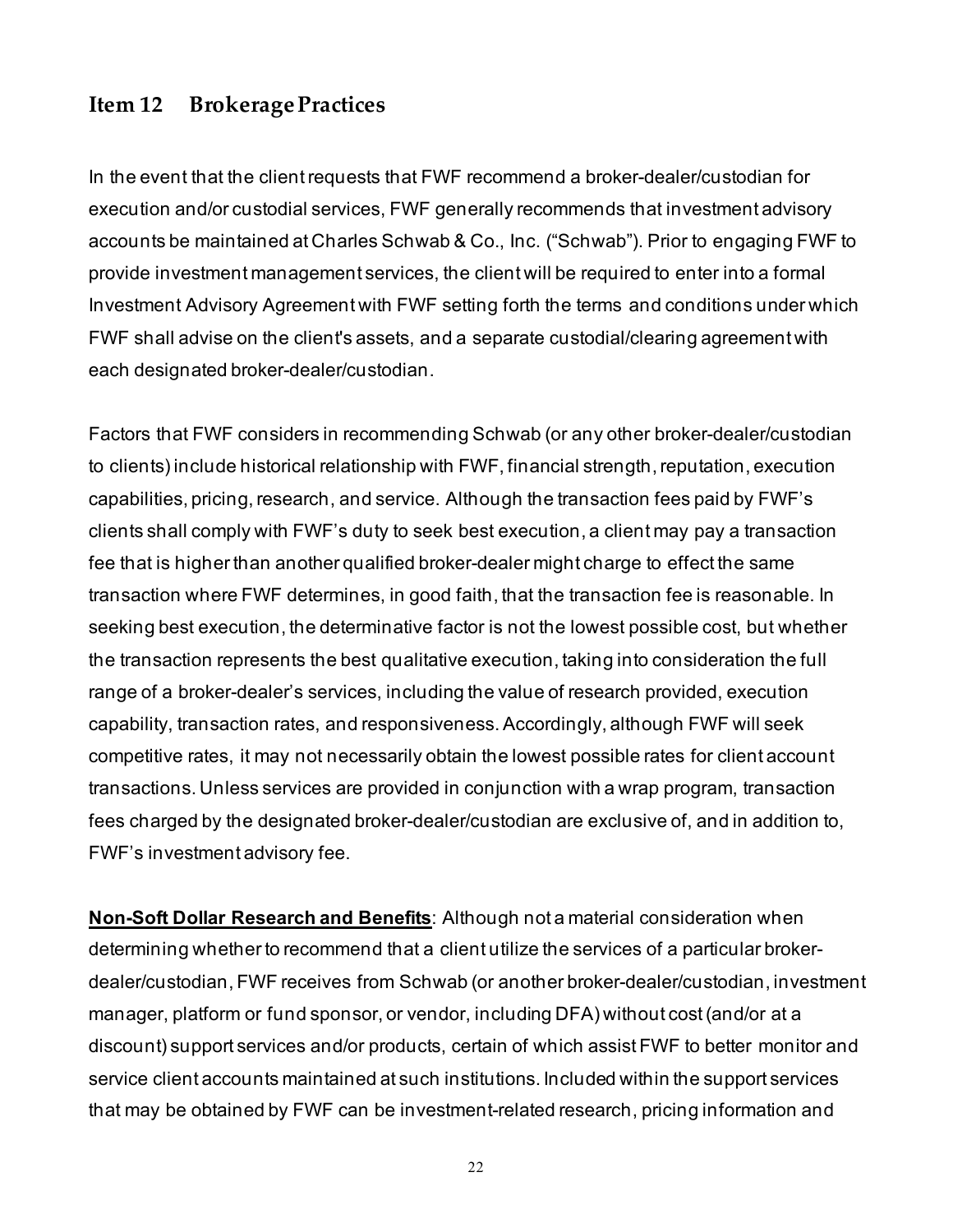## Item 12 Brokerage Practices

In the event that the client requests that FWF recommend a broker-dealer/custodian for execution and/or custodial services, FWF generally recommends that investment advisory accounts be maintained at Charles Schwab & Co., Inc. ("Schwab"). Prior to engaging FWF to provide investment management services, the client will be required to enter into a formal Investment Advisory Agreement with FWF setting forth the terms and conditions under which FWF shall advise on the client's assets, and a separate custodial/clearing agreement with each designated broker-dealer/custodian.

Factors that FWF considers in recommending Schwab (or any other broker-dealer/custodian to clients) include historical relationship with FWF, financial strength, reputation, execution capabilities, pricing, research, and service. Although the transaction fees paid by FWF's clients shall comply with FWF's duty to seek best execution, a client may pay a transaction fee that is higher than another qualified broker-dealer might charge to effect the same transaction where FWF determines, in good faith, that the transaction fee is reasonable. In seeking best execution, the determinative factor is not the lowest possible cost, but whether the transaction represents the best qualitative execution, taking into consideration the full range of a broker-dealer's services, including the value of research provided, execution capability, transaction rates, and responsiveness. Accordingly, although FWF will seek competitive rates, it may not necessarily obtain the lowest possible rates for client account transactions. Unless services are provided in conjunction with a wrap program, transaction fees charged by the designated broker-dealer/custodian are exclusive of, and in addition to, FWF's investment advisory fee.

**Non-Soft Dollar Research and Benefits**: Although not a material consideration when determining whether to recommend that a client utilize the services of a particular broker-dealer/custodian, FWF receives from Schwab (or another broker-dealer/custodian, investment manager, platform or fund sponsor, or vendor, including DFA) without cost (and/or at a discount) support services and/or products, certain of which assist FWF to better monitor and service client accounts maintained at such institutions. Included within the support services that may be obtained by FWF can be investment-related research, pricing information and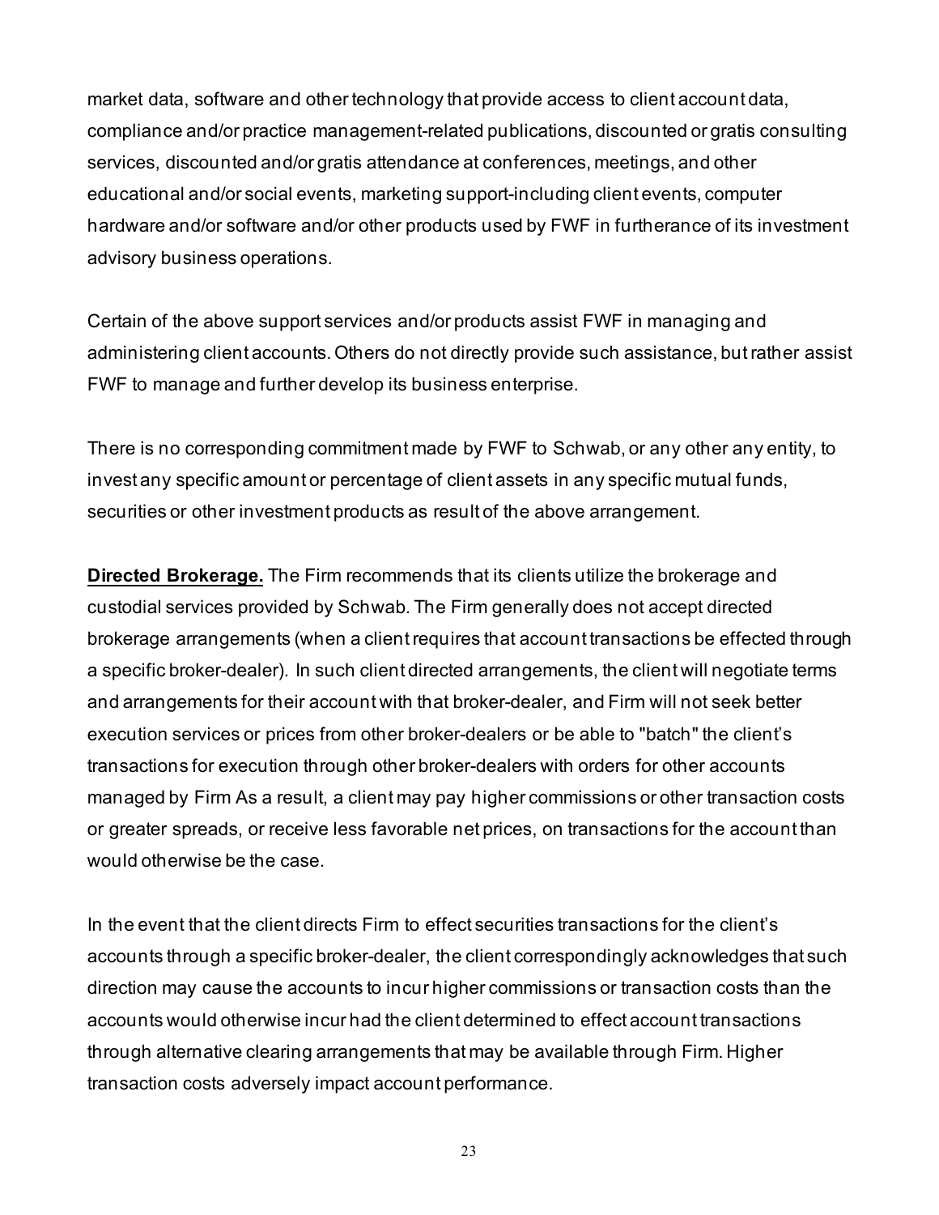market data, software and other technology that provide access to client account data, compliance and/or practice management-related publications, discounted or gratis consulting services, discounted and/or gratis attendance at conferences, meetings, and other educational and/or social events, marketing support-including client events, computer hardware and/or software and/or other products used by FWF in furtherance of its investment advisory business operations.

Certain of the above support services and/or products assist FWF in managing and administering client accounts. Others do not directly provide such assistance, but rather assist FWF to manage and further develop its business enterprise.

There is no corresponding commitment made by FWF to Schwab, or any other any entity, to invest any specific amount or percentage of client assets in any specific mutual funds, securities or other investment products as result of the above arrangement.

**Directed Brokerage.** The Firm recommends that its clients utilize the brokerage and custodial services provided by Schwab. The Firm generally does not accept directed brokerage arrangements (when a client requires that account transactions be effected through a specific broker-dealer). In such client directed arrangements, the client will negotiate terms and arrangements for their account with that broker-dealer, and Firm will not seek better execution services or prices from other broker-dealers or be able to "batch" the client's transactions for execution through other broker-dealers with orders for other accounts managed by Firm As a result, a client may pay higher commissions or other transaction costs or greater spreads, or receive less favorable net prices, on transactions for the account than would otherwise be the case.

In the event that the client directs Firm to effect securities transactions for the client's accounts through a specific broker-dealer, the client correspondingly acknowledges that such direction may cause the accounts to incur higher commissions or transaction costs than the accounts would otherwise incur had the client determined to effect account transactions through alternative clearing arrangements that may be available through Firm. Higher transaction costs adversely impact account performance.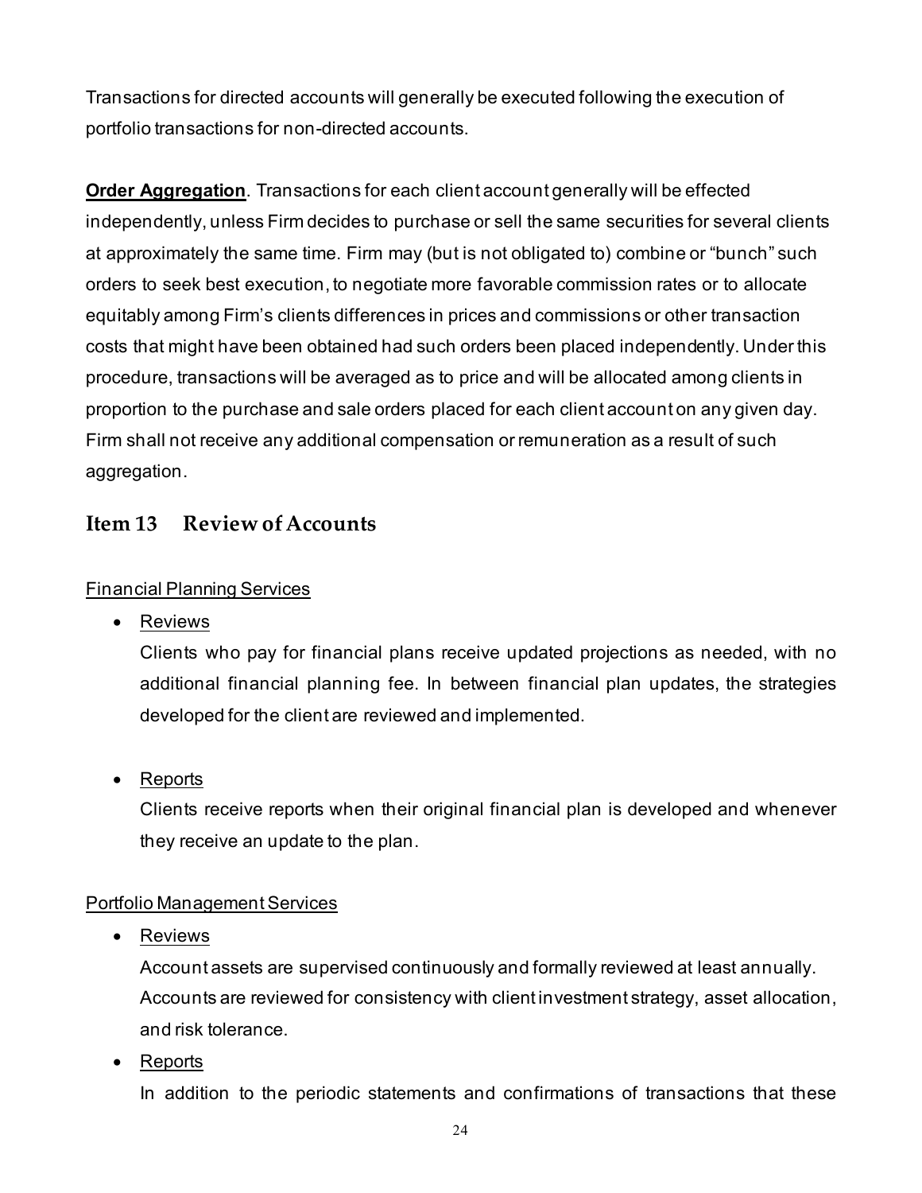Transactions for directed accounts will generally be executed following the execution of portfolio transactions for non-directed accounts.

**Order Aggregation**. Transactions for each client account generally will be effected independently, unless Firm decides to purchase or sell the same securities for several clients at approximately the same time. Firm may (but is not obligated to) combine or "bunch" such orders to seek best execution, to negotiate more favorable commission rates or to allocate equitably among Firm's clients differences in prices and commissions or other transaction costs that might have been obtained had such orders been placed independently. Under this procedure, transactions will be averaged as to price and will be allocated among clients in proportion to the purchase and sale orders placed for each client account on any given day. Firm shall not receive any additional compensation or remuneration as a result of such aggregation.

## Item 13 Review of Accounts

Financial Planning Services

- Reviews

  Clients who pay for financial plans receive updated projections as needed, with no additional financial planning fee. In between financial plan updates, the strategies developed for the client are reviewed and implemented.

- Reports

  Clients receive reports when their original financial plan is developed and whenever they receive an update to the plan.

Portfolio Management Services

- Reviews

  Account assets are supervised continuously and formally reviewed at least annually. Accounts are reviewed for consistency with client investment strategy, asset allocation, and risk tolerance.

- Reports

  In addition to the periodic statements and confirmations of transactions that these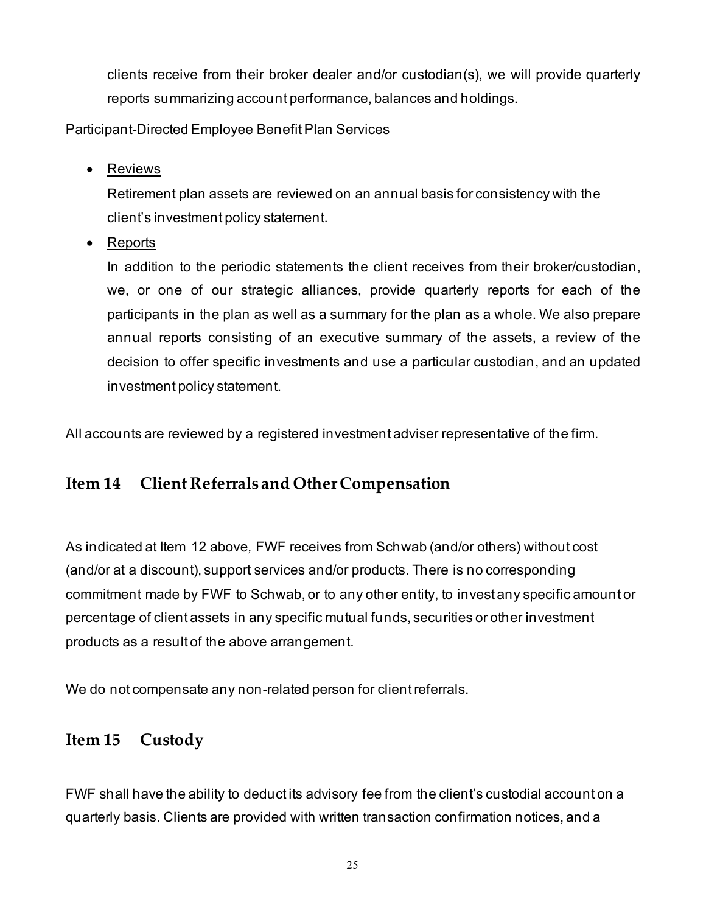clients receive from their broker dealer and/or custodian(s), we will provide quarterly reports summarizing account performance, balances and holdings.

Participant-Directed Employee Benefit Plan Services

- Reviews

  Retirement plan assets are reviewed on an annual basis for consistency with the client's investment policy statement.

- Reports

  In addition to the periodic statements the client receives from their broker/custodian, we, or one of our strategic alliances, provide quarterly reports for each of the participants in the plan as well as a summary for the plan as a whole. We also prepare annual reports consisting of an executive summary of the assets, a review of the decision to offer specific investments and use a particular custodian, and an updated investment policy statement.

All accounts are reviewed by a registered investment adviser representative of the firm.

## Item 14 Client Referrals and Other Compensation

As indicated at Item 12 above*,* FWF receives from Schwab (and/or others) without cost (and/or at a discount), support services and/or products. There is no corresponding commitment made by FWF to Schwab, or to any other entity, to invest any specific amount or percentage of client assets in any specific mutual funds, securities or other investment products as a result of the above arrangement.

We do not compensate any non-related person for client referrals.

## Item 15 Custody

FWF shall have the ability to deduct its advisory fee from the client's custodial account on a quarterly basis. Clients are provided with written transaction confirmation notices, and a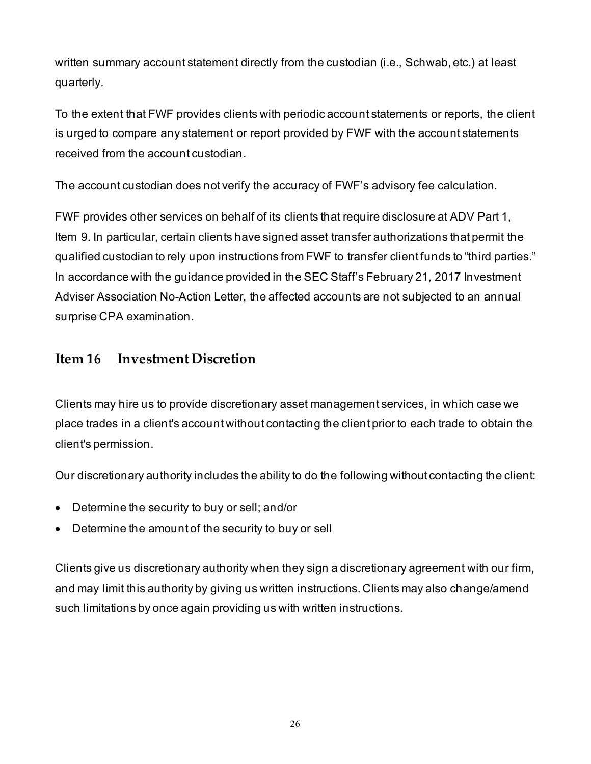written summary account statement directly from the custodian (i.e., Schwab, etc.) at least quarterly.

To the extent that FWF provides clients with periodic account statements or reports, the client is urged to compare any statement or report provided by FWF with the account statements received from the account custodian.

The account custodian does not verify the accuracy of FWF's advisory fee calculation.

FWF provides other services on behalf of its clients that require disclosure at ADV Part 1, Item 9. In particular, certain clients have signed asset transfer authorizations that permit the qualified custodian to rely upon instructions from FWF to transfer client funds to "third parties." In accordance with the guidance provided in the SEC Staff's February 21, 2017 Investment Adviser Association No-Action Letter, the affected accounts are not subjected to an annual surprise CPA examination.

## Item 16 Investment Discretion

Clients may hire us to provide discretionary asset management services, in which case we place trades in a client's account without contacting the client prior to each trade to obtain the client's permission.

Our discretionary authority includes the ability to do the following without contacting the client:

- Determine the security to buy or sell; and/or
- Determine the amount of the security to buy or sell

Clients give us discretionary authority when they sign a discretionary agreement with our firm, and may limit this authority by giving us written instructions. Clients may also change/amend such limitations by once again providing us with written instructions.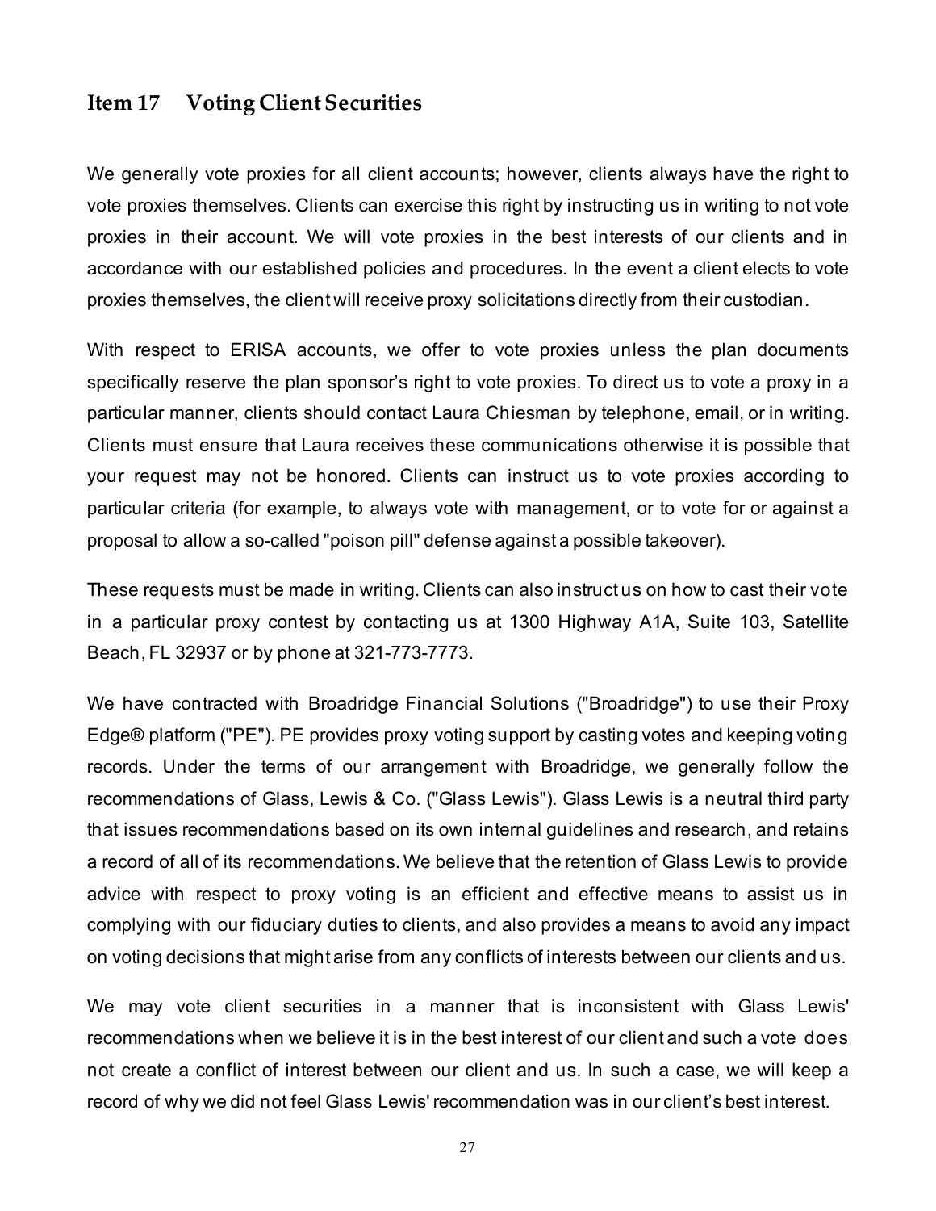## Item 17 Voting Client Securities

We generally vote proxies for all client accounts; however, clients always have the right to vote proxies themselves. Clients can exercise this right by instructing us in writing to not vote proxies in their account. We will vote proxies in the best interests of our clients and in accordance with our established policies and procedures. In the event a client elects to vote proxies themselves, the client will receive proxy solicitations directly from their custodian.

With respect to ERISA accounts, we offer to vote proxies unless the plan documents specifically reserve the plan sponsor's right to vote proxies. To direct us to vote a proxy in a particular manner, clients should contact Laura Chiesman by telephone, email, or in writing. Clients must ensure that Laura receives these communications otherwise it is possible that your request may not be honored. Clients can instruct us to vote proxies according to particular criteria (for example, to always vote with management, or to vote for or against a proposal to allow a so-called "poison pill" defense against a possible takeover).

These requests must be made in writing. Clients can also instruct us on how to cast their vote in a particular proxy contest by contacting us at 1300 Highway A1A, Suite 103, Satellite Beach, FL 32937 or by phone at 321-773-7773.

We have contracted with Broadridge Financial Solutions ("Broadridge") to use their Proxy Edge® platform ("PE"). PE provides proxy voting support by casting votes and keeping voting records. Under the terms of our arrangement with Broadridge, we generally follow the recommendations of Glass, Lewis & Co. ("Glass Lewis"). Glass Lewis is a neutral third party that issues recommendations based on its own internal guidelines and research, and retains a record of all of its recommendations. We believe that the retention of Glass Lewis to provide advice with respect to proxy voting is an efficient and effective means to assist us in complying with our fiduciary duties to clients, and also provides a means to avoid any impact on voting decisions that might arise from any conflicts of interests between our clients and us.

We may vote client securities in a manner that is inconsistent with Glass Lewis' recommendations when we believe it is in the best interest of our client and such a vote does not create a conflict of interest between our client and us. In such a case, we will keep a record of why we did not feel Glass Lewis' recommendation was in our client's best interest.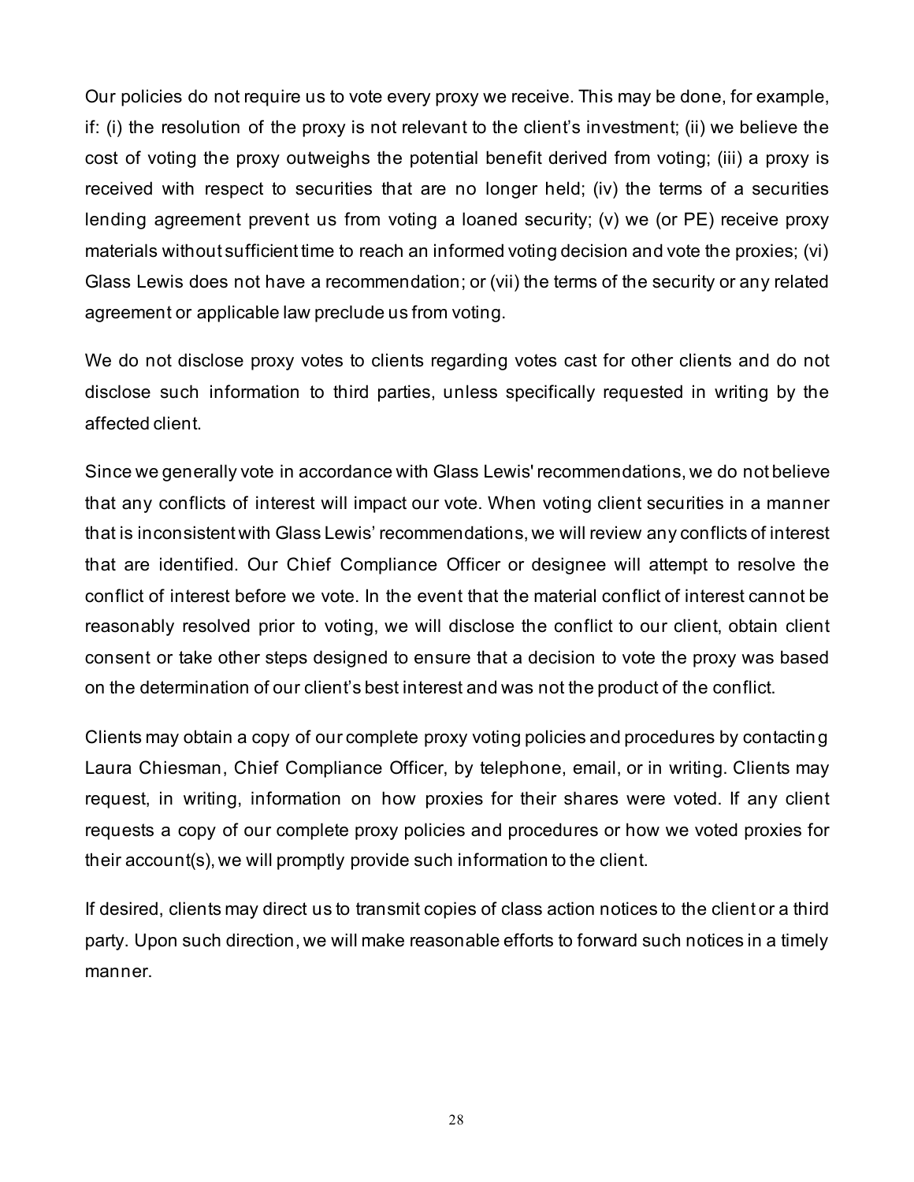Our policies do not require us to vote every proxy we receive. This may be done, for example, if: (i) the resolution of the proxy is not relevant to the client's investment; (ii) we believe the cost of voting the proxy outweighs the potential benefit derived from voting; (iii) a proxy is received with respect to securities that are no longer held; (iv) the terms of a securities lending agreement prevent us from voting a loaned security; (v) we (or PE) receive proxy materials without sufficient time to reach an informed voting decision and vote the proxies; (vi) Glass Lewis does not have a recommendation; or (vii) the terms of the security or any related agreement or applicable law preclude us from voting.

We do not disclose proxy votes to clients regarding votes cast for other clients and do not disclose such information to third parties, unless specifically requested in writing by the affected client.

Since we generally vote in accordance with Glass Lewis' recommendations, we do not believe that any conflicts of interest will impact our vote. When voting client securities in a manner that is inconsistent with Glass Lewis' recommendations, we will review any conflicts of interest that are identified. Our Chief Compliance Officer or designee will attempt to resolve the conflict of interest before we vote. In the event that the material conflict of interest cannot be reasonably resolved prior to voting, we will disclose the conflict to our client, obtain client consent or take other steps designed to ensure that a decision to vote the proxy was based on the determination of our client's best interest and was not the product of the conflict.

Clients may obtain a copy of our complete proxy voting policies and procedures by contacting Laura Chiesman, Chief Compliance Officer, by telephone, email, or in writing. Clients may request, in writing, information on how proxies for their shares were voted. If any client requests a copy of our complete proxy policies and procedures or how we voted proxies for their account(s), we will promptly provide such information to the client.

If desired, clients may direct us to transmit copies of class action notices to the client or a third party. Upon such direction, we will make reasonable efforts to forward such notices in a timely manner.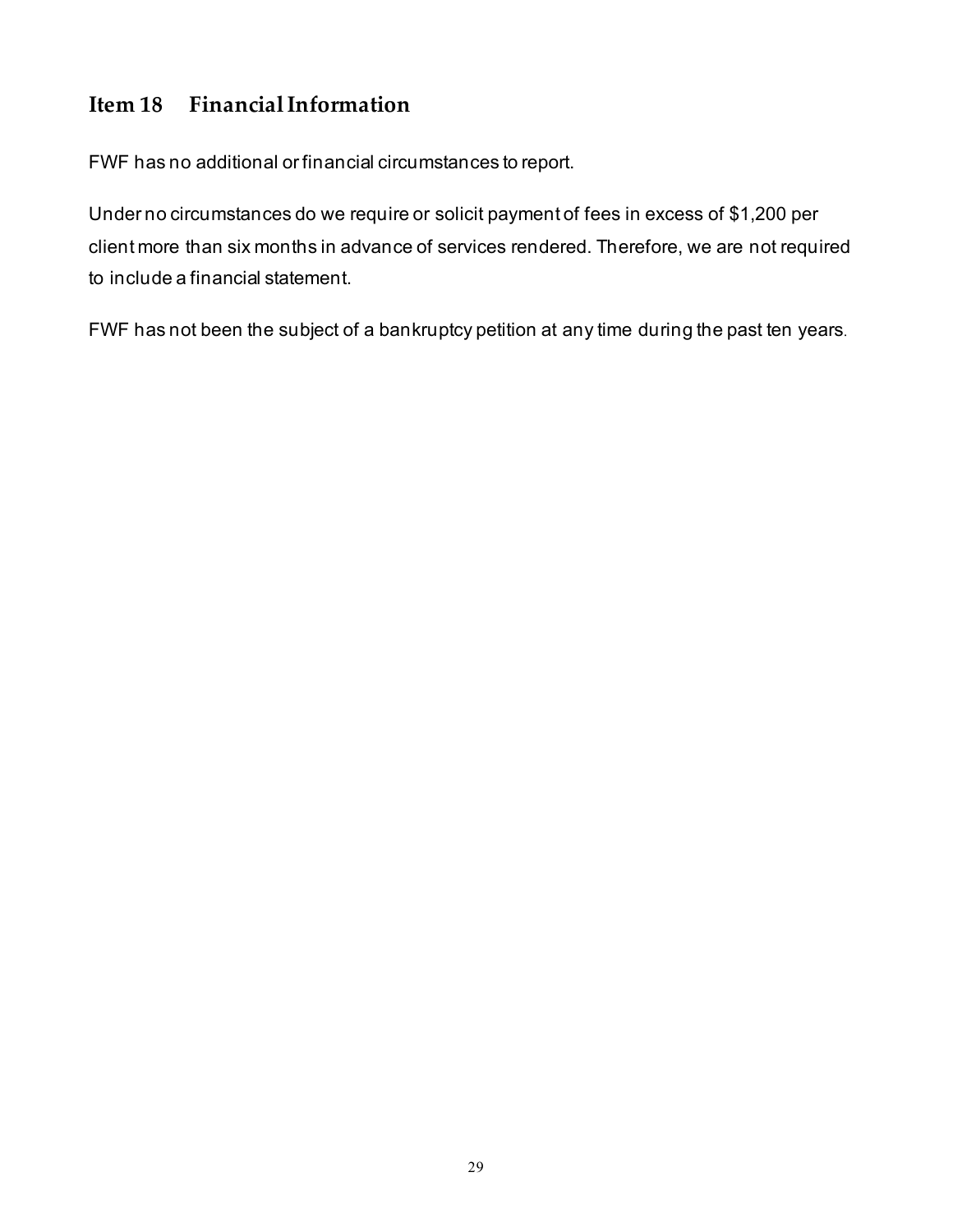## Item 18 Financial Information

FWF has no additional or financial circumstances to report.

Under no circumstances do we require or solicit payment of fees in excess of $1,200 per client more than six months in advance of services rendered. Therefore, we are not required to include a financial statement.

FWF has not been the subject of a bankruptcy petition at any time during the past ten years.